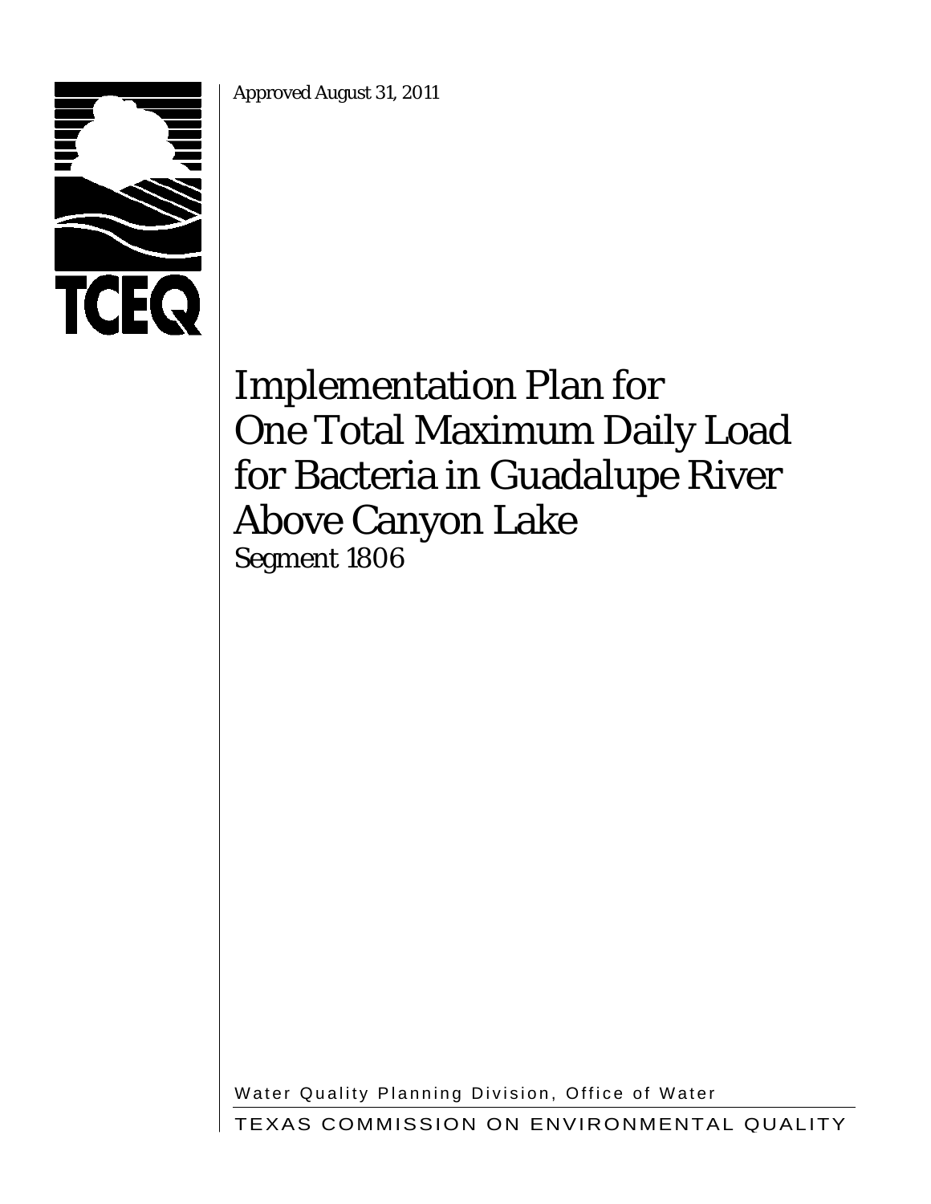Approved August 31, 2011

# Implementation Plan for One Total Maximum Daily Load for Bacteria in Guadalupe River Above Canyon Lake

Segment 1806

Water Quality Planning Division, Office of Water

TEXAS COMMISSION ON ENVIRONMENTAL QUALITY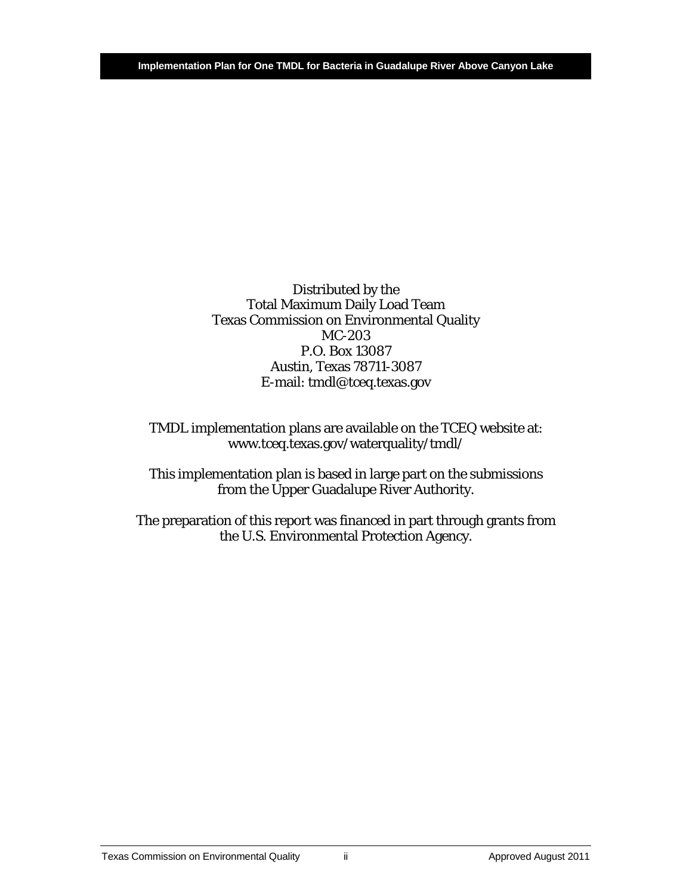Distributed by the
Total Maximum Daily Load Team
Texas Commission on Environmental Quality
MC-203
P.O. Box 13087
Austin, Texas 78711-3087
E-mail: tmdl@tceq.texas.gov

TMDL implementation plans are available on the TCEQ website at:
www.tceq.texas.gov/waterquality/tmdl/

This implementation plan is based in large part on the submissions from the Upper Guadalupe River Authority.

The preparation of this report was financed in part through grants from the U.S. Environmental Protection Agency.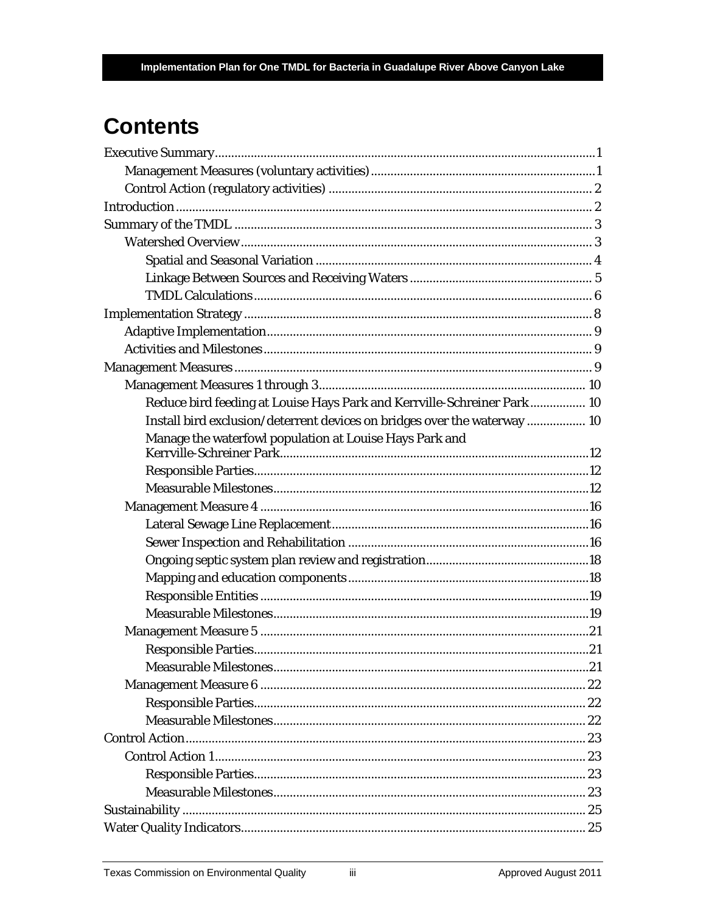# Contents

Executive Summary ... 1
- Management Measures (voluntary activities) ... 1
- Control Action (regulatory activities) ... 2

Introduction ... 2

Summary of the TMDL ... 3
- Watershed Overview ... 3
  - Spatial and Seasonal Variation ... 4
  - Linkage Between Sources and Receiving Waters ... 5
  - TMDL Calculations ... 6

Implementation Strategy ... 8
- Adaptive Implementation ... 9
- Activities and Milestones ... 9

Management Measures ... 9
- Management Measures 1 through 3 ... 10
  - Reduce bird feeding at Louise Hays Park and Kerrville-Schreiner Park ... 10
  - Install bird exclusion/deterrent devices on bridges over the waterway ... 10
  - Manage the waterfowl population at Louise Hays Park and Kerrville-Schreiner Park ... 12
  - Responsible Parties ... 12
  - Measurable Milestones ... 12
- Management Measure 4 ... 16
  - Lateral Sewage Line Replacement ... 16
  - Sewer Inspection and Rehabilitation ... 16
  - Ongoing septic system plan review and registration ... 18
  - Mapping and education components ... 18
  - Responsible Entities ... 19
  - Measurable Milestones ... 19
- Management Measure 5 ... 21
  - Responsible Parties ... 21
  - Measurable Milestones ... 21
- Management Measure 6 ... 22
  - Responsible Parties ... 22
  - Measurable Milestones ... 22

Control Action ... 23
- Control Action 1 ... 23
  - Responsible Parties ... 23
  - Measurable Milestones ... 23

Sustainability ... 25

Water Quality Indicators ... 25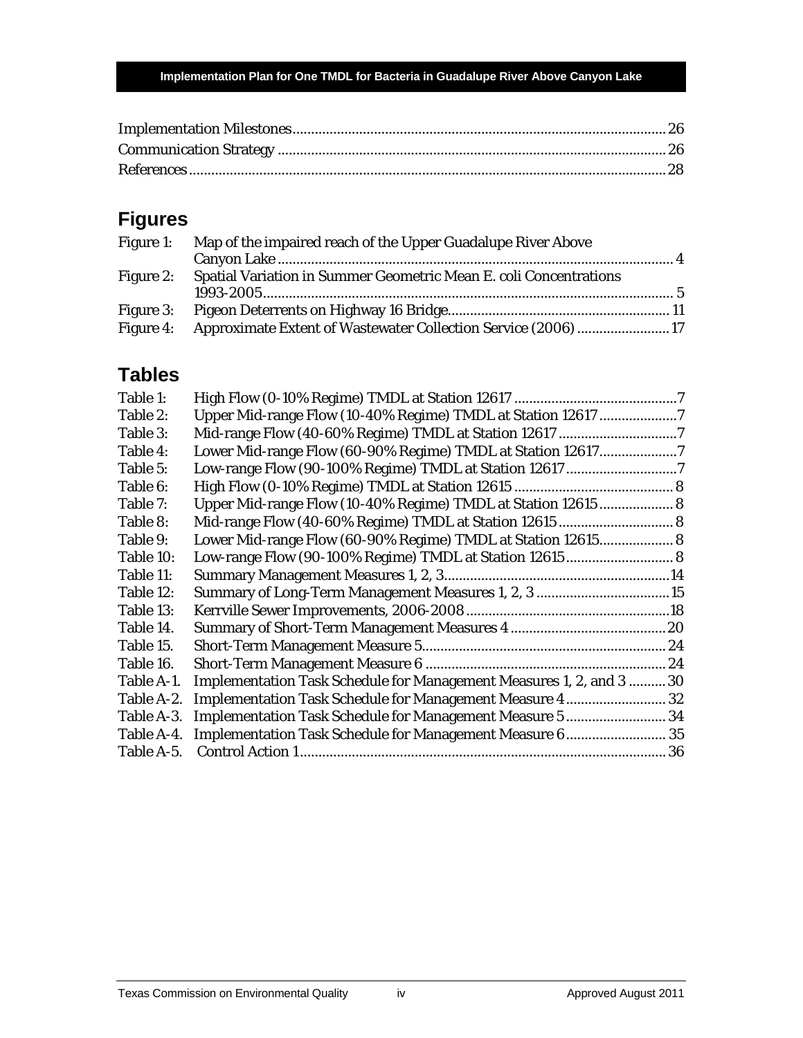Implementation Milestones .......... 26
Communication Strategy .......... 26
References .......... 28

## Figures

| | | |
|---|---|---|
| Figure 1: | Map of the impaired reach of the Upper Guadalupe River Above Canyon Lake | 4 |
| Figure 2: | Spatial Variation in Summer Geometric Mean E. coli Concentrations 1993-2005 | 5 |
| Figure 3: | Pigeon Deterrents on Highway 16 Bridge | 11 |
| Figure 4: | Approximate Extent of Wastewater Collection Service (2006) | 17 |

## Tables

| | | |
|---|---|---|
| Table 1: | High Flow (0-10% Regime) TMDL at Station 12617 | 7 |
| Table 2: | Upper Mid-range Flow (10-40% Regime) TMDL at Station 12617 | 7 |
| Table 3: | Mid-range Flow (40-60% Regime) TMDL at Station 12617 | 7 |
| Table 4: | Lower Mid-range Flow (60-90% Regime) TMDL at Station 12617 | 7 |
| Table 5: | Low-range Flow (90-100% Regime) TMDL at Station 12617 | 7 |
| Table 6: | High Flow (0-10% Regime) TMDL at Station 12615 | 8 |
| Table 7: | Upper Mid-range Flow (10-40% Regime) TMDL at Station 12615 | 8 |
| Table 8: | Mid-range Flow (40-60% Regime) TMDL at Station 12615 | 8 |
| Table 9: | Lower Mid-range Flow (60-90% Regime) TMDL at Station 12615 | 8 |
| Table 10: | Low-range Flow (90-100% Regime) TMDL at Station 12615 | 8 |
| Table 11: | Summary Management Measures 1, 2, 3 | 14 |
| Table 12: | Summary of Long-Term Management Measures 1, 2, 3 | 15 |
| Table 13: | Kerrville Sewer Improvements, 2006-2008 | 18 |
| Table 14. | Summary of Short-Term Management Measures 4 | 20 |
| Table 15. | Short-Term Management Measure 5 | 24 |
| Table 16. | Short-Term Management Measure 6 | 24 |
| Table A-1. | Implementation Task Schedule for Management Measures 1, 2, and 3 | 30 |
| Table A-2. | Implementation Task Schedule for Management Measure 4 | 32 |
| Table A-3. | Implementation Task Schedule for Management Measure 5 | 34 |
| Table A-4. | Implementation Task Schedule for Management Measure 6 | 35 |
| Table A-5. | Control Action 1 | 36 |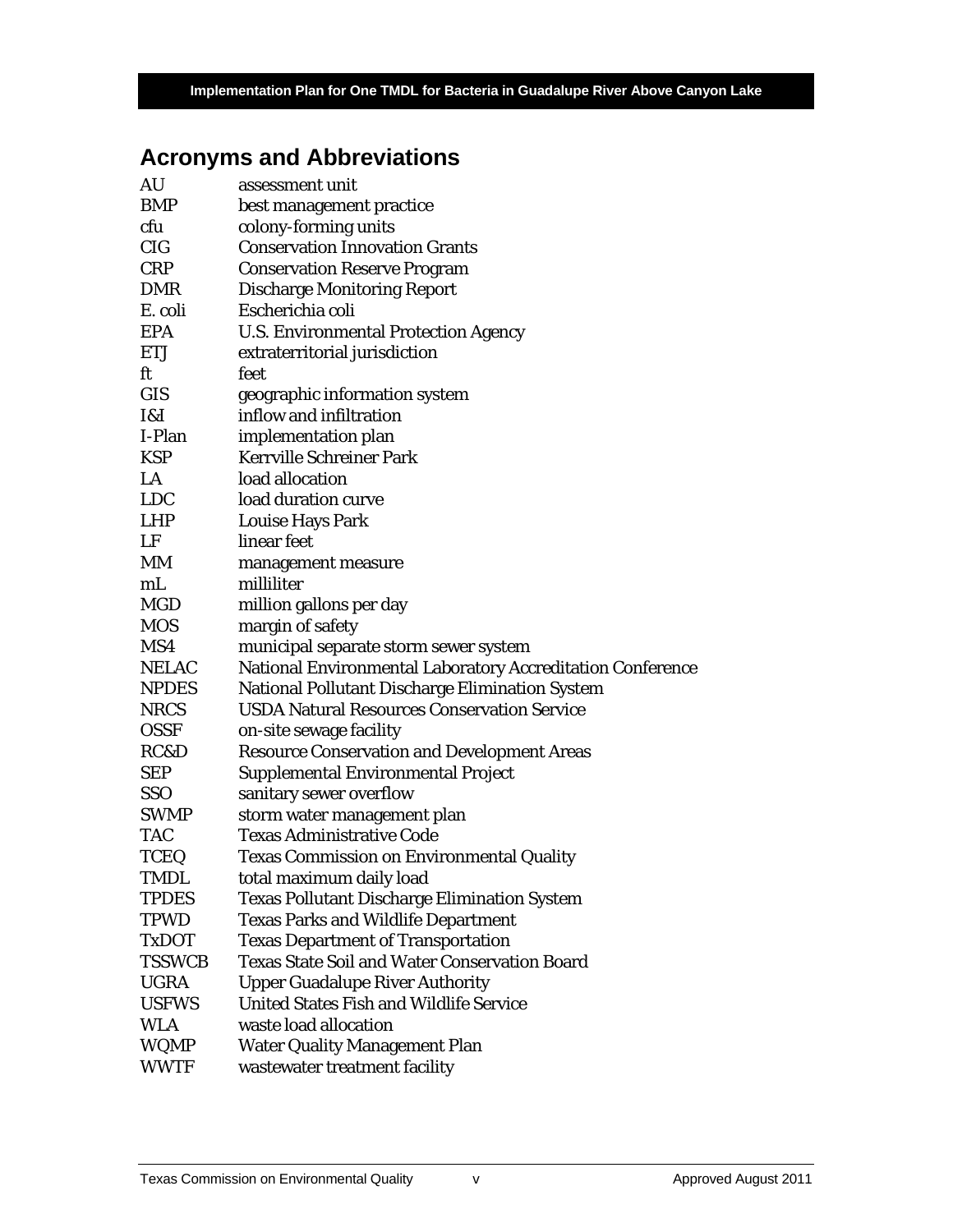## Acronyms and Abbreviations

| | |
|---|---|
| AU | assessment unit |
| BMP | best management practice |
| cfu | colony-forming units |
| CIG | Conservation Innovation Grants |
| CRP | Conservation Reserve Program |
| DMR | Discharge Monitoring Report |
| E. coli | Escherichia coli |
| EPA | U.S. Environmental Protection Agency |
| ETJ | extraterritorial jurisdiction |
| ft | feet |
| GIS | geographic information system |
| I&I | inflow and infiltration |
| I-Plan | implementation plan |
| KSP | Kerrville Schreiner Park |
| LA | load allocation |
| LDC | load duration curve |
| LHP | Louise Hays Park |
| LF | linear feet |
| MM | management measure |
| mL | milliliter |
| MGD | million gallons per day |
| MOS | margin of safety |
| MS4 | municipal separate storm sewer system |
| NELAC | National Environmental Laboratory Accreditation Conference |
| NPDES | National Pollutant Discharge Elimination System |
| NRCS | USDA Natural Resources Conservation Service |
| OSSF | on-site sewage facility |
| RC&D | Resource Conservation and Development Areas |
| SEP | Supplemental Environmental Project |
| SSO | sanitary sewer overflow |
| SWMP | storm water management plan |
| TAC | Texas Administrative Code |
| TCEQ | Texas Commission on Environmental Quality |
| TMDL | total maximum daily load |
| TPDES | Texas Pollutant Discharge Elimination System |
| TPWD | Texas Parks and Wildlife Department |
| TxDOT | Texas Department of Transportation |
| TSSWCB | Texas State Soil and Water Conservation Board |
| UGRA | Upper Guadalupe River Authority |
| USFWS | United States Fish and Wildlife Service |
| WLA | waste load allocation |
| WQMP | Water Quality Management Plan |
| WWTF | wastewater treatment facility |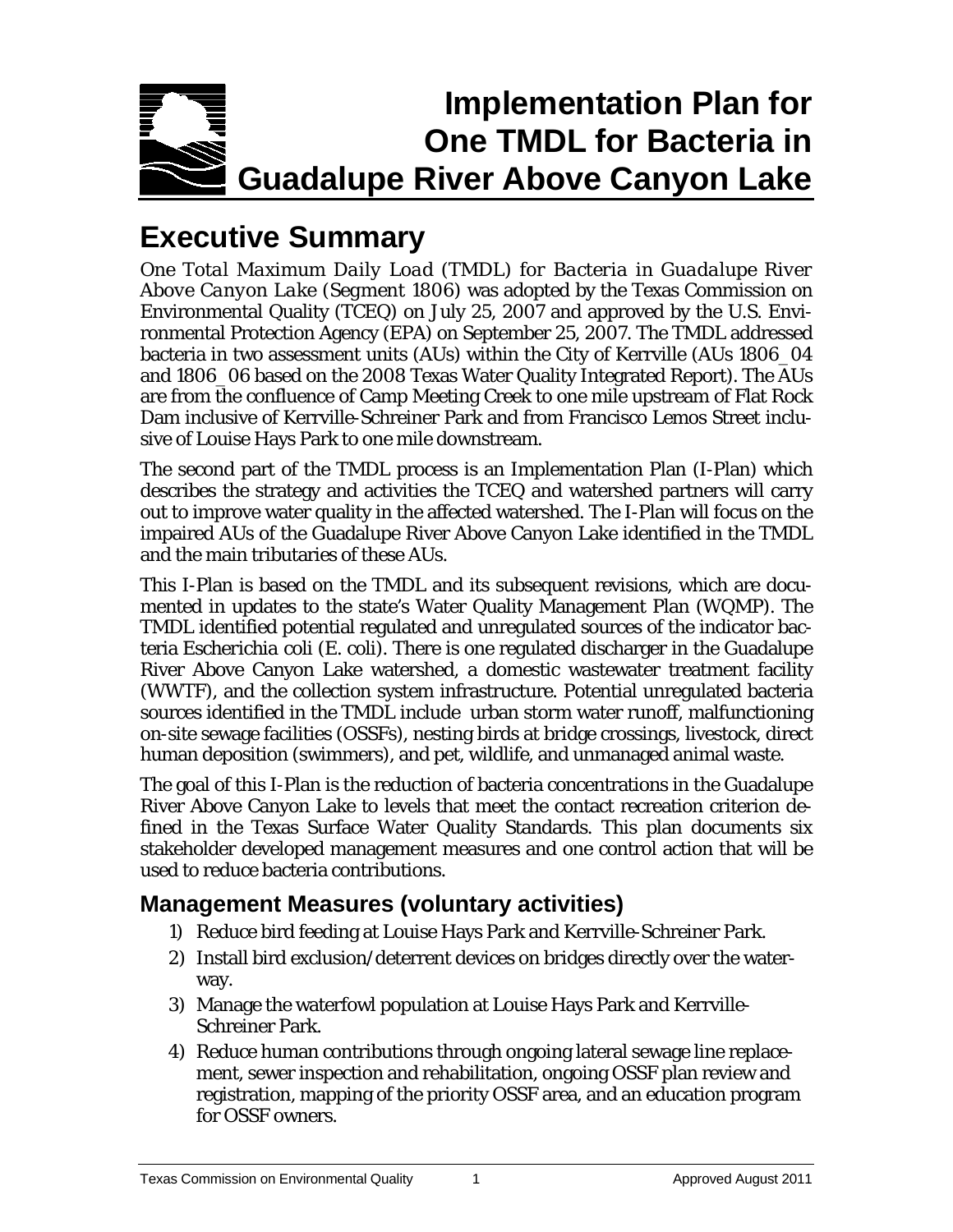# Implementation Plan for One TMDL for Bacteria in Guadalupe River Above Canyon Lake

## Executive Summary

*One Total Maximum Daily Load (TMDL) for Bacteria in Guadalupe River Above Canyon Lake* (Segment 1806) was adopted by the Texas Commission on Environmental Quality (TCEQ) on July 25, 2007 and approved by the U.S. Environmental Protection Agency (EPA) on September 25, 2007. The TMDL addressed bacteria in two assessment units (AUs) within the City of Kerrville (AUs 1806_04 and 1806_06 based on the 2008 Texas Water Quality Integrated Report). The AUs are from the confluence of Camp Meeting Creek to one mile upstream of Flat Rock Dam inclusive of Kerrville-Schreiner Park and from Francisco Lemos Street inclusive of Louise Hays Park to one mile downstream.

The second part of the TMDL process is an Implementation Plan (I-Plan) which describes the strategy and activities the TCEQ and watershed partners will carry out to improve water quality in the affected watershed. The I-Plan will focus on the impaired AUs of the Guadalupe River Above Canyon Lake identified in the TMDL and the main tributaries of these AUs.

This I-Plan is based on the TMDL and its subsequent revisions, which are documented in updates to the state's Water Quality Management Plan (WQMP). The TMDL identified potential regulated and unregulated sources of the indicator bacteria *Escherichia coli* (*E. coli*). There is one regulated discharger in the Guadalupe River Above Canyon Lake watershed, a domestic wastewater treatment facility (WWTF), and the collection system infrastructure. Potential unregulated bacteria sources identified in the TMDL include urban storm water runoff, malfunctioning on-site sewage facilities (OSSFs), nesting birds at bridge crossings, livestock, direct human deposition (swimmers), and pet, wildlife, and unmanaged animal waste.

The goal of this I-Plan is the reduction of bacteria concentrations in the Guadalupe River Above Canyon Lake to levels that meet the contact recreation criterion defined in the Texas Surface Water Quality Standards. This plan documents six stakeholder developed management measures and one control action that will be used to reduce bacteria contributions.

### Management Measures (voluntary activities)

1) Reduce bird feeding at Louise Hays Park and Kerrville-Schreiner Park.
2) Install bird exclusion/deterrent devices on bridges directly over the waterway.
3) Manage the waterfowl population at Louise Hays Park and Kerrville-Schreiner Park.
4) Reduce human contributions through ongoing lateral sewage line replacement, sewer inspection and rehabilitation, ongoing OSSF plan review and registration, mapping of the priority OSSF area, and an education program for OSSF owners.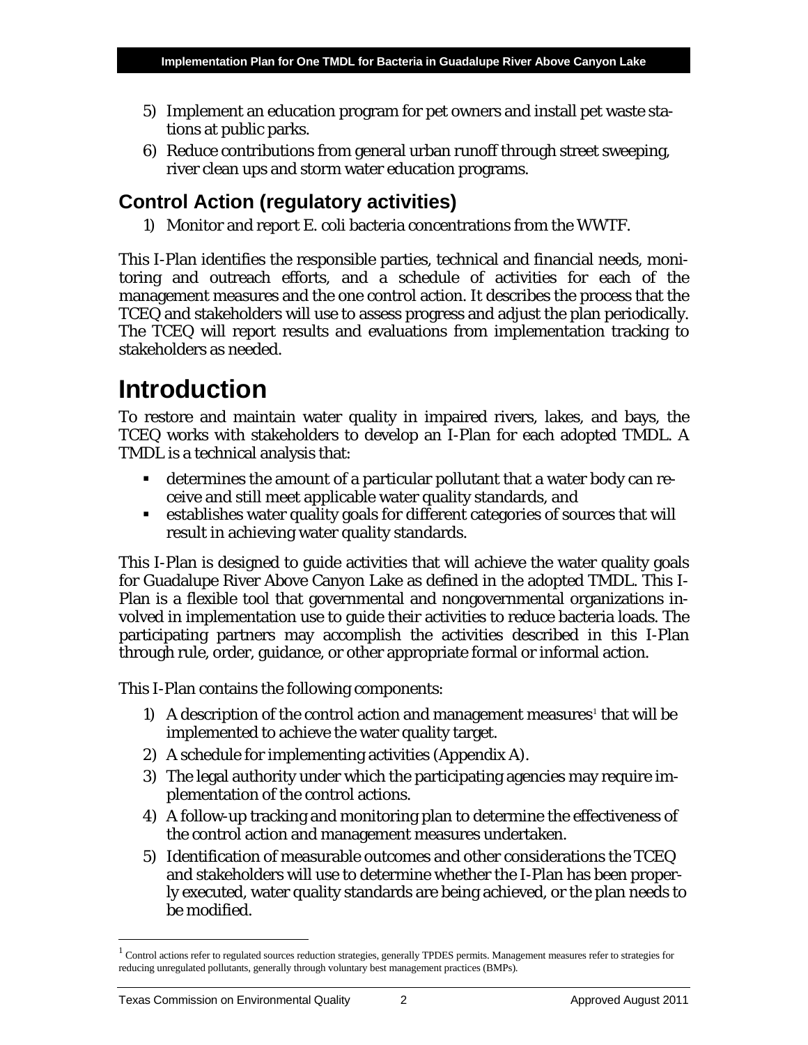5) Implement an education program for pet owners and install pet waste stations at public parks.
6) Reduce contributions from general urban runoff through street sweeping, river clean ups and storm water education programs.

## Control Action (regulatory activities)

1) Monitor and report E. coli bacteria concentrations from the WWTF.

This I-Plan identifies the responsible parties, technical and financial needs, monitoring and outreach efforts, and a schedule of activities for each of the management measures and the one control action. It describes the process that the TCEQ and stakeholders will use to assess progress and adjust the plan periodically. The TCEQ will report results and evaluations from implementation tracking to stakeholders as needed.

# Introduction

To restore and maintain water quality in impaired rivers, lakes, and bays, the TCEQ works with stakeholders to develop an I-Plan for each adopted TMDL. A TMDL is a technical analysis that:

- determines the amount of a particular pollutant that a water body can receive and still meet applicable water quality standards, and
- establishes water quality goals for different categories of sources that will result in achieving water quality standards.

This I-Plan is designed to guide activities that will achieve the water quality goals for Guadalupe River Above Canyon Lake as defined in the adopted TMDL. This I-Plan is a flexible tool that governmental and nongovernmental organizations involved in implementation use to guide their activities to reduce bacteria loads. The participating partners may accomplish the activities described in this I-Plan through rule, order, guidance, or other appropriate formal or informal action.

This I-Plan contains the following components:

1) A description of the control action and management measures[1] that will be implemented to achieve the water quality target.
2) A schedule for implementing activities (Appendix A).
3) The legal authority under which the participating agencies may require implementation of the control actions.
4) A follow-up tracking and monitoring plan to determine the effectiveness of the control action and management measures undertaken.
5) Identification of measurable outcomes and other considerations the TCEQ and stakeholders will use to determine whether the I-Plan has been properly executed, water quality standards are being achieved, or the plan needs to be modified.

[1] Control actions refer to regulated sources reduction strategies, generally TPDES permits. Management measures refer to strategies for reducing unregulated pollutants, generally through voluntary best management practices (BMPs).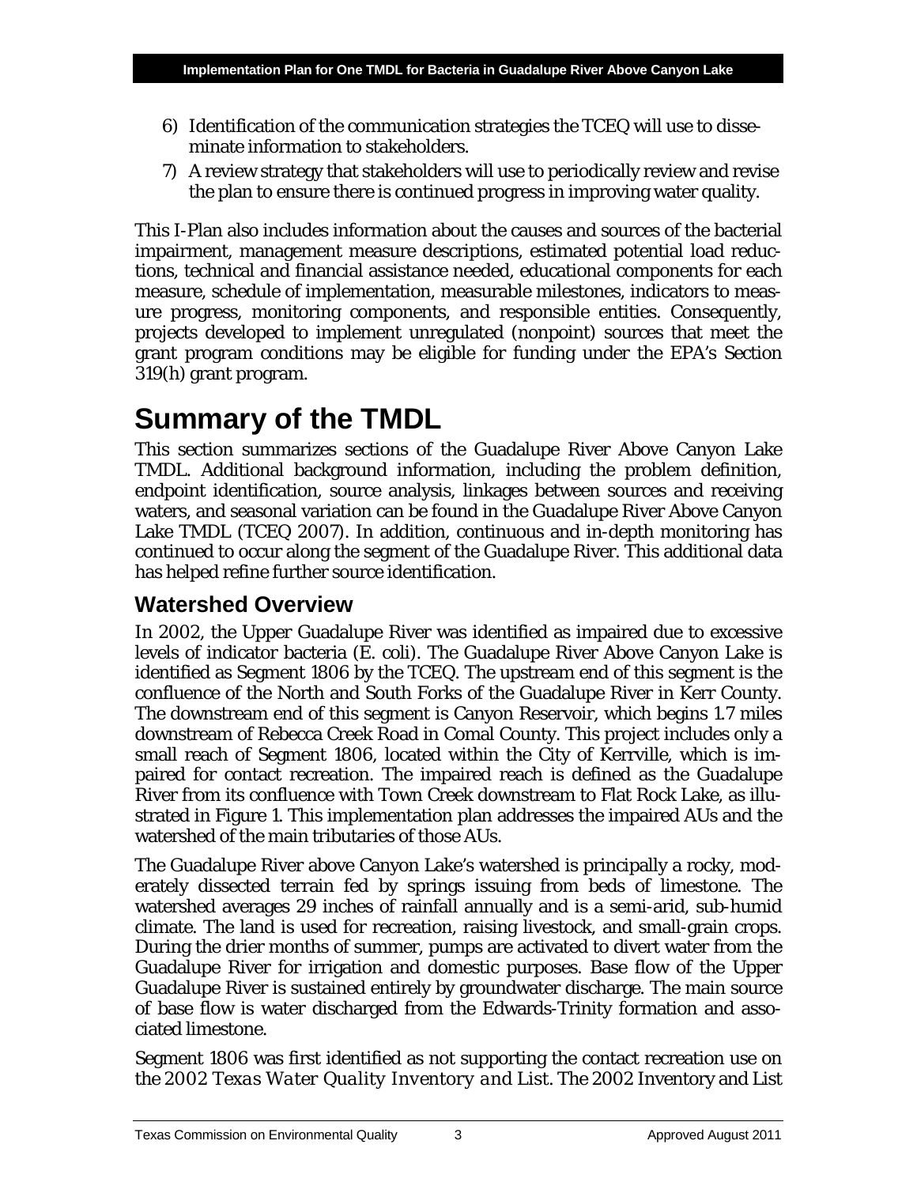6) Identification of the communication strategies the TCEQ will use to disseminate information to stakeholders.
7) A review strategy that stakeholders will use to periodically review and revise the plan to ensure there is continued progress in improving water quality.

This I-Plan also includes information about the causes and sources of the bacterial impairment, management measure descriptions, estimated potential load reductions, technical and financial assistance needed, educational components for each measure, schedule of implementation, measurable milestones, indicators to measure progress, monitoring components, and responsible entities. Consequently, projects developed to implement unregulated (nonpoint) sources that meet the grant program conditions may be eligible for funding under the EPA's Section 319(h) grant program.

# Summary of the TMDL

This section summarizes sections of the Guadalupe River Above Canyon Lake TMDL. Additional background information, including the problem definition, endpoint identification, source analysis, linkages between sources and receiving waters, and seasonal variation can be found in the Guadalupe River Above Canyon Lake TMDL (TCEQ 2007). In addition, continuous and in-depth monitoring has continued to occur along the segment of the Guadalupe River. This additional data has helped refine further source identification.

## Watershed Overview

In 2002, the Upper Guadalupe River was identified as impaired due to excessive levels of indicator bacteria (E. coli). The Guadalupe River Above Canyon Lake is identified as Segment 1806 by the TCEQ. The upstream end of this segment is the confluence of the North and South Forks of the Guadalupe River in Kerr County. The downstream end of this segment is Canyon Reservoir, which begins 1.7 miles downstream of Rebecca Creek Road in Comal County. This project includes only a small reach of Segment 1806, located within the City of Kerrville, which is impaired for contact recreation. The impaired reach is defined as the Guadalupe River from its confluence with Town Creek downstream to Flat Rock Lake, as illustrated in Figure 1. This implementation plan addresses the impaired AUs and the watershed of the main tributaries of those AUs.

The Guadalupe River above Canyon Lake's watershed is principally a rocky, moderately dissected terrain fed by springs issuing from beds of limestone. The watershed averages 29 inches of rainfall annually and is a semi-arid, sub-humid climate. The land is used for recreation, raising livestock, and small-grain crops. During the drier months of summer, pumps are activated to divert water from the Guadalupe River for irrigation and domestic purposes. Base flow of the Upper Guadalupe River is sustained entirely by groundwater discharge. The main source of base flow is water discharged from the Edwards-Trinity formation and associated limestone.

Segment 1806 was first identified as not supporting the contact recreation use on the *2002 Texas Water Quality Inventory and List*. The 2002 Inventory and List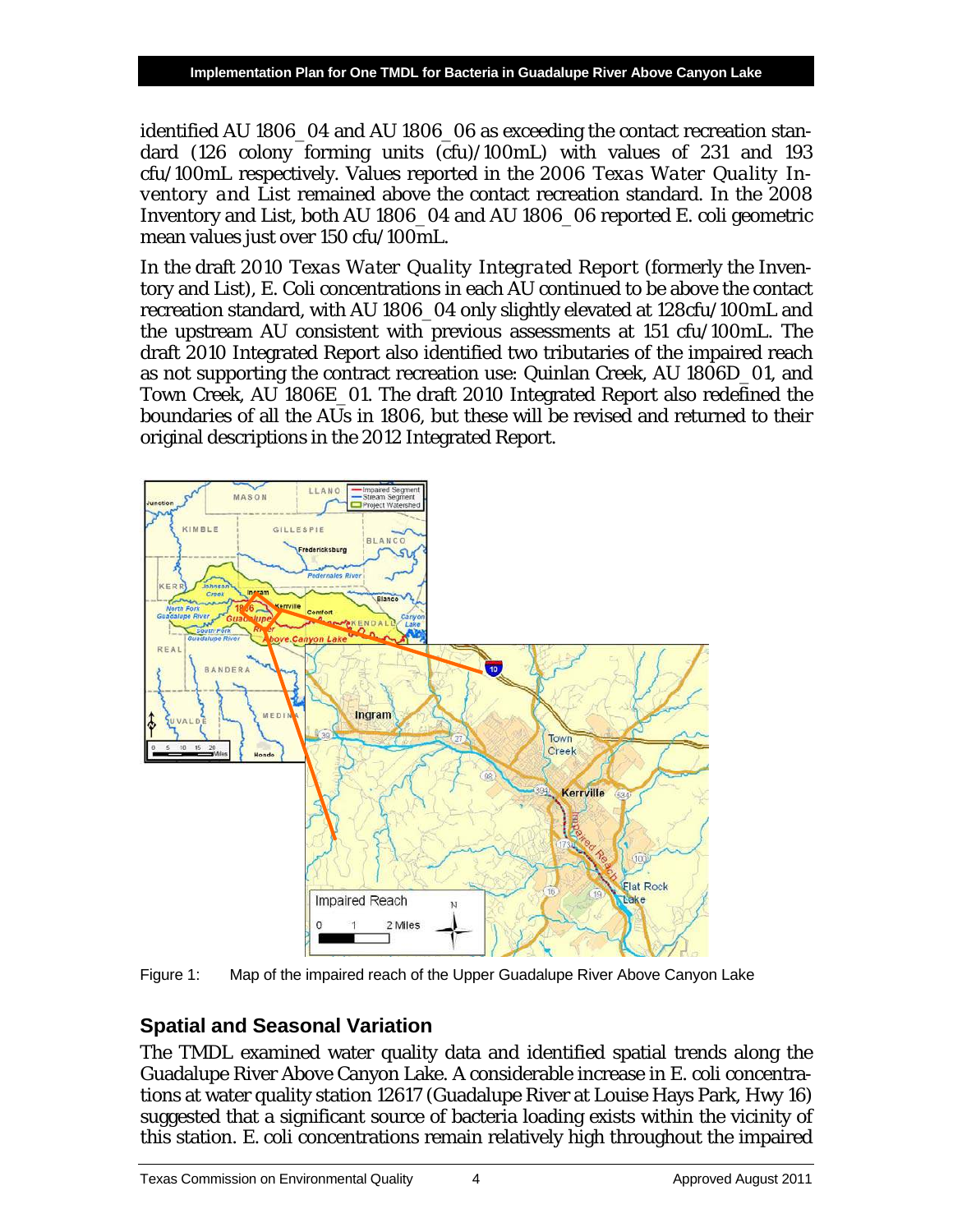identified AU 1806_04 and AU 1806_06 as exceeding the contact recreation standard (126 colony forming units (cfu)/100mL) with values of 231 and 193 cfu/100mL respectively. Values reported in the *2006 Texas Water Quality Inventory and List* remained above the contact recreation standard. In the 2008 Inventory and List, both AU 1806_04 and AU 1806_06 reported E. coli geometric mean values just over 150 cfu/100mL.

In the draft 2010 *Texas Water Quality Integrated Report* (formerly the Inventory and List), E. Coli concentrations in each AU continued to be above the contact recreation standard, with AU 1806_04 only slightly elevated at 128cfu/100mL and the upstream AU consistent with previous assessments at 151 cfu/100mL. The draft 2010 Integrated Report also identified two tributaries of the impaired reach as not supporting the contract recreation use: Quinlan Creek, AU 1806D_01, and Town Creek, AU 1806E_01. The draft 2010 Integrated Report also redefined the boundaries of all the AUs in 1806, but these will be revised and returned to their original descriptions in the 2012 Integrated Report.

Figure 1: Map of the impaired reach of the Upper Guadalupe River Above Canyon Lake

## Spatial and Seasonal Variation

The TMDL examined water quality data and identified spatial trends along the Guadalupe River Above Canyon Lake. A considerable increase in E. coli concentrations at water quality station 12617 (Guadalupe River at Louise Hays Park, Hwy 16) suggested that a significant source of bacteria loading exists within the vicinity of this station. E. coli concentrations remain relatively high throughout the impaired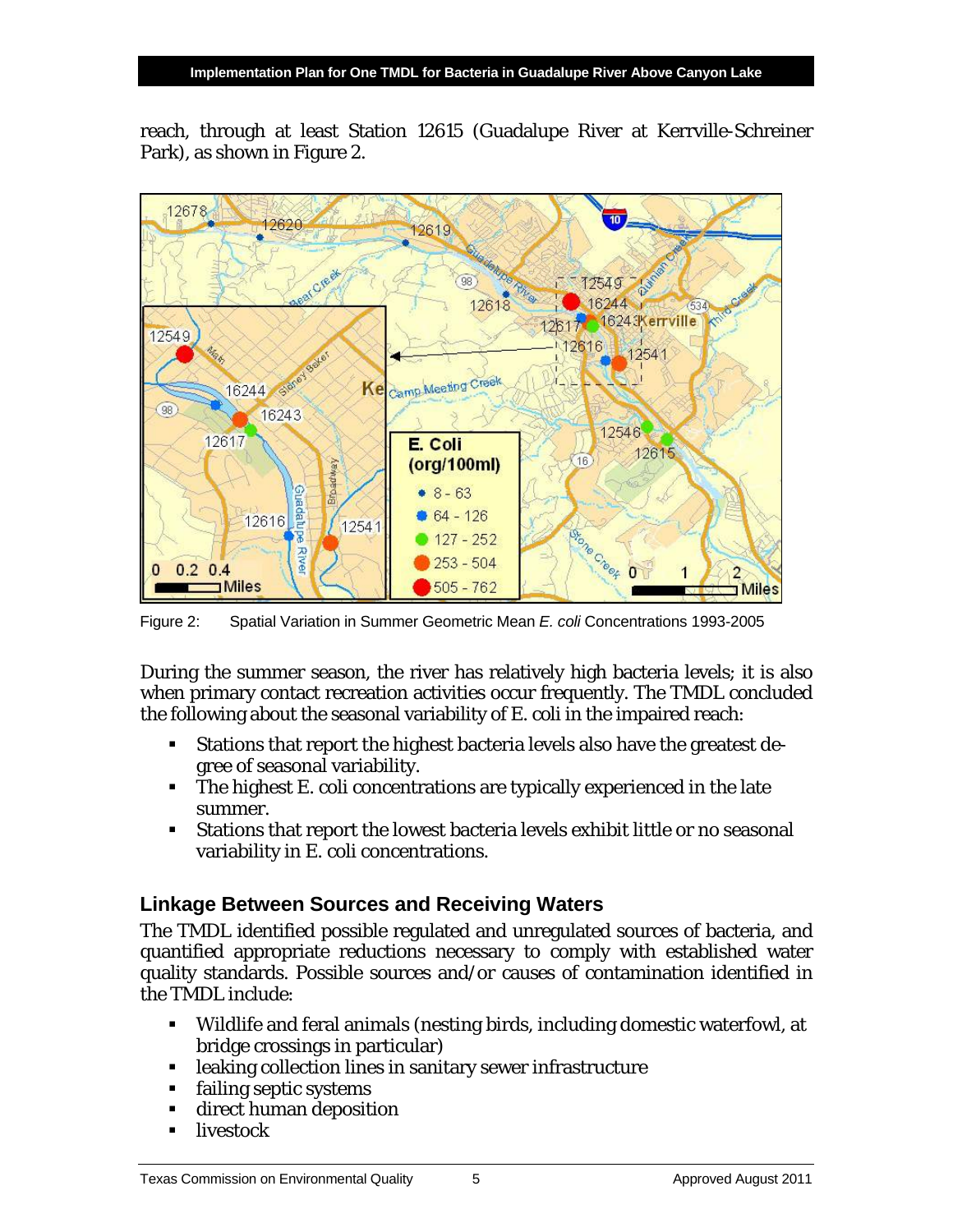reach, through at least Station 12615 (Guadalupe River at Kerrville-Schreiner Park), as shown in Figure 2.

Figure 2: Spatial Variation in Summer Geometric Mean *E. coli* Concentrations 1993-2005

During the summer season, the river has relatively high bacteria levels; it is also when primary contact recreation activities occur frequently. The TMDL concluded the following about the seasonal variability of E. coli in the impaired reach:

- Stations that report the highest bacteria levels also have the greatest degree of seasonal variability.
- The highest E. coli concentrations are typically experienced in the late summer.
- Stations that report the lowest bacteria levels exhibit little or no seasonal variability in E. coli concentrations.

## Linkage Between Sources and Receiving Waters

The TMDL identified possible regulated and unregulated sources of bacteria, and quantified appropriate reductions necessary to comply with established water quality standards. Possible sources and/or causes of contamination identified in the TMDL include:

- Wildlife and feral animals (nesting birds, including domestic waterfowl, at bridge crossings in particular)
- leaking collection lines in sanitary sewer infrastructure
- failing septic systems
- direct human deposition
- livestock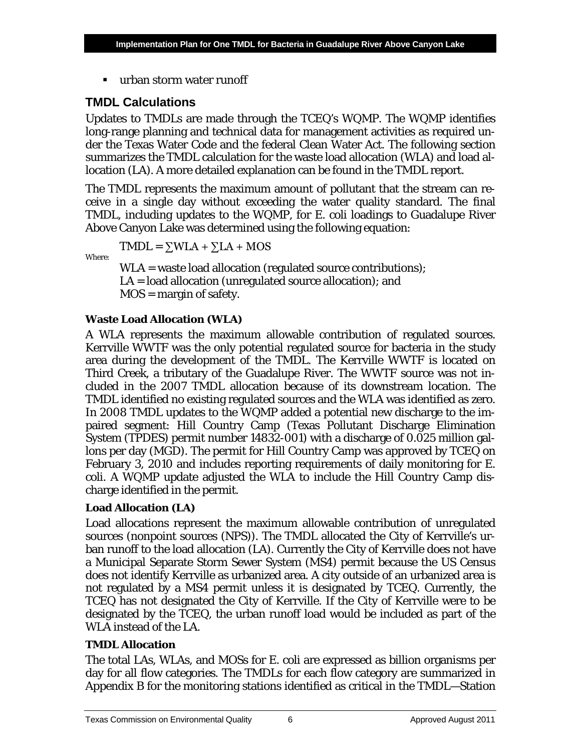- urban storm water runoff

## TMDL Calculations

Updates to TMDLs are made through the TCEQ's WQMP. The WQMP identifies long-range planning and technical data for management activities as required under the Texas Water Code and the federal Clean Water Act. The following section summarizes the TMDL calculation for the waste load allocation (WLA) and load allocation (LA). A more detailed explanation can be found in the TMDL report.

The TMDL represents the maximum amount of pollutant that the stream can receive in a single day without exceeding the water quality standard. The final TMDL, including updates to the WQMP, for E. coli loadings to Guadalupe River Above Canyon Lake was determined using the following equation:

$$TMDL = \sum WLA + \sum LA + MOS$$

Where:

WLA = waste load allocation (regulated source contributions);
LA = load allocation (unregulated source allocation); and
MOS = margin of safety.

**Waste Load Allocation (WLA)**

A WLA represents the maximum allowable contribution of regulated sources. Kerrville WWTF was the only potential regulated source for bacteria in the study area during the development of the TMDL. The Kerrville WWTF is located on Third Creek, a tributary of the Guadalupe River. The WWTF source was not included in the 2007 TMDL allocation because of its downstream location. The TMDL identified no existing regulated sources and the WLA was identified as zero. In 2008 TMDL updates to the WQMP added a potential new discharge to the impaired segment: Hill Country Camp (Texas Pollutant Discharge Elimination System (TPDES) permit number 14832-001) with a discharge of 0.025 million gallons per day (MGD). The permit for Hill Country Camp was approved by TCEQ on February 3, 2010 and includes reporting requirements of daily monitoring for E. coli. A WQMP update adjusted the WLA to include the Hill Country Camp discharge identified in the permit.

**Load Allocation (LA)**

Load allocations represent the maximum allowable contribution of unregulated sources (nonpoint sources (NPS)). The TMDL allocated the City of Kerrville's urban runoff to the load allocation (LA). Currently the City of Kerrville does not have a Municipal Separate Storm Sewer System (MS4) permit because the US Census does not identify Kerrville as urbanized area. A city outside of an urbanized area is not regulated by a MS4 permit unless it is designated by TCEQ. Currently, the TCEQ has not designated the City of Kerrville. If the City of Kerrville were to be designated by the TCEQ, the urban runoff load would be included as part of the WLA instead of the LA.

**TMDL Allocation**

The total LAs, WLAs, and MOSs for E. coli are expressed as billion organisms per day for all flow categories. The TMDLs for each flow category are summarized in Appendix B for the monitoring stations identified as critical in the TMDL—Station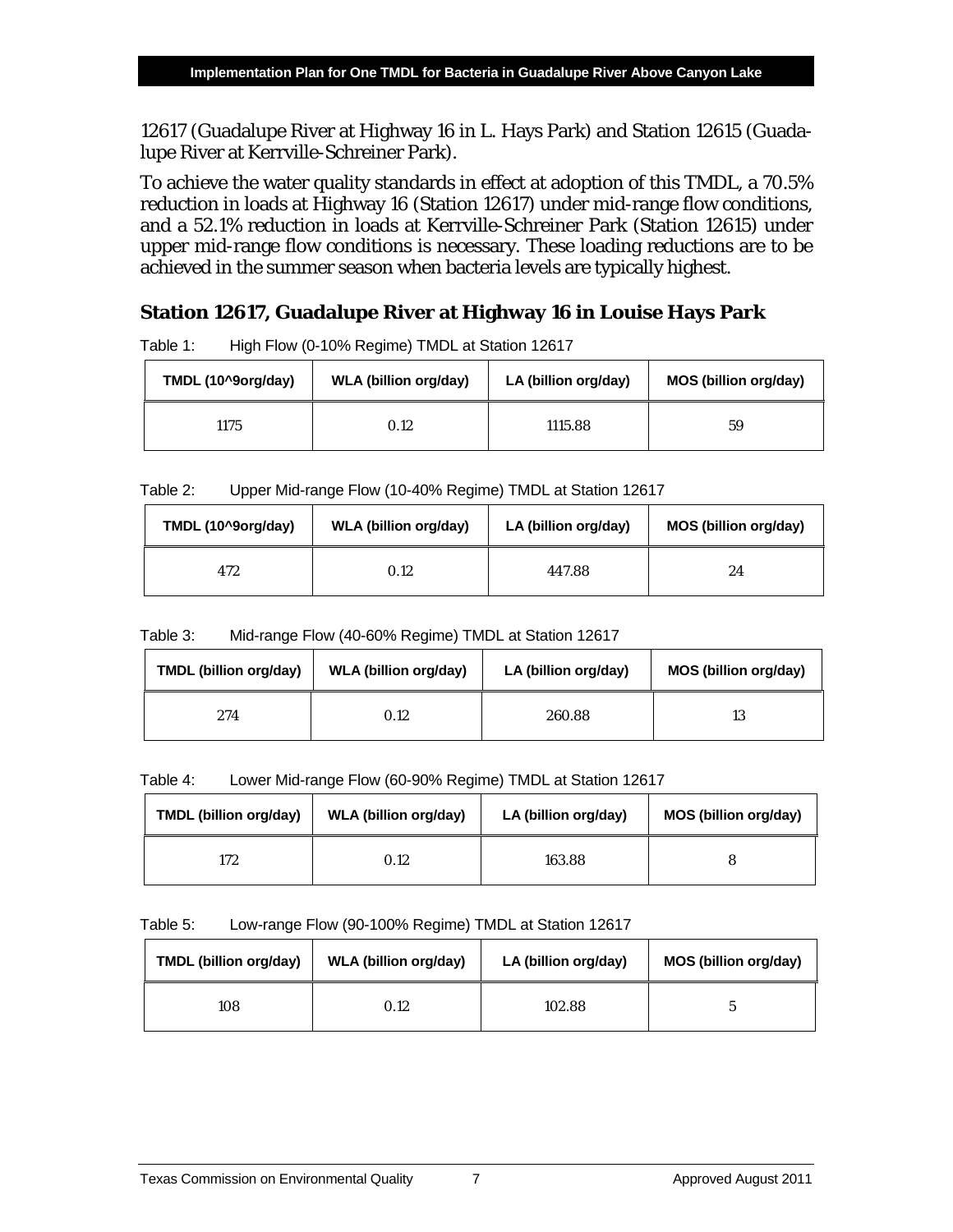12617 (Guadalupe River at Highway 16 in L. Hays Park) and Station 12615 (Guadalupe River at Kerrville-Schreiner Park).

To achieve the water quality standards in effect at adoption of this TMDL, a 70.5% reduction in loads at Highway 16 (Station 12617) under mid-range flow conditions, and a 52.1% reduction in loads at Kerrville-Schreiner Park (Station 12615) under upper mid-range flow conditions is necessary. These loading reductions are to be achieved in the summer season when bacteria levels are typically highest.

## Station 12617, Guadalupe River at Highway 16 in Louise Hays Park

Table 1: High Flow (0-10% Regime) TMDL at Station 12617

| TMDL (10^9org/day) | WLA (billion org/day) | LA (billion org/day) | MOS (billion org/day) |
|---|---|---|---|
| 1175 | 0.12 | 1115.88 | 59 |

Table 2: Upper Mid-range Flow (10-40% Regime) TMDL at Station 12617

| TMDL (10^9org/day) | WLA (billion org/day) | LA (billion org/day) | MOS (billion org/day) |
|---|---|---|---|
| 472 | 0.12 | 447.88 | 24 |

Table 3: Mid-range Flow (40-60% Regime) TMDL at Station 12617

| TMDL (billion org/day) | WLA (billion org/day) | LA (billion org/day) | MOS (billion org/day) |
|---|---|---|---|
| 274 | 0.12 | 260.88 | 13 |

Table 4: Lower Mid-range Flow (60-90% Regime) TMDL at Station 12617

| TMDL (billion org/day) | WLA (billion org/day) | LA (billion org/day) | MOS (billion org/day) |
|---|---|---|---|
| 172 | 0.12 | 163.88 | 8 |

Table 5: Low-range Flow (90-100% Regime) TMDL at Station 12617

| TMDL (billion org/day) | WLA (billion org/day) | LA (billion org/day) | MOS (billion org/day) |
|---|---|---|---|
| 108 | 0.12 | 102.88 | 5 |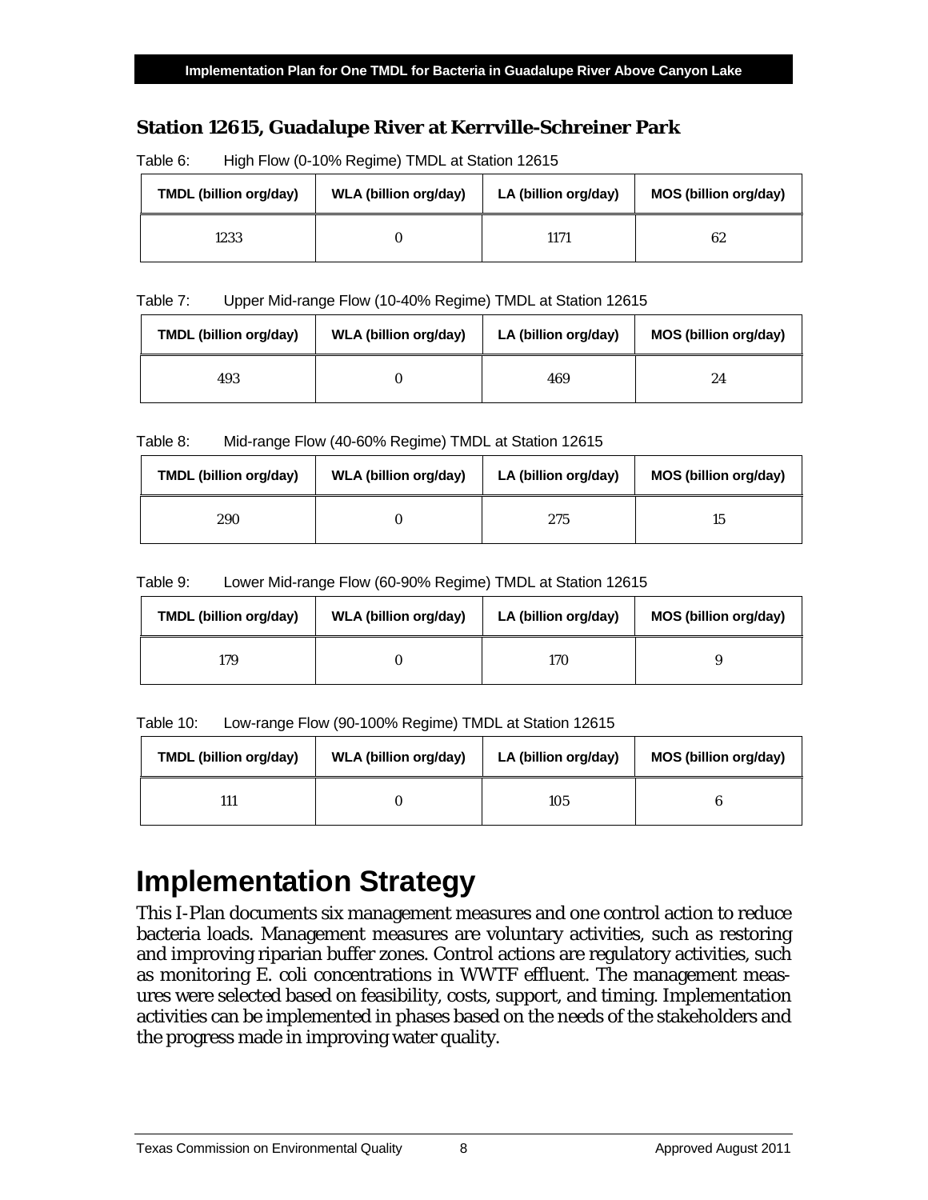### Station 12615, Guadalupe River at Kerrville-Schreiner Park

Table 6: High Flow (0-10% Regime) TMDL at Station 12615

| TMDL (billion org/day) | WLA (billion org/day) | LA (billion org/day) | MOS (billion org/day) |
|---|---|---|---|
| 1233 | 0 | 1171 | 62 |

Table 7: Upper Mid-range Flow (10-40% Regime) TMDL at Station 12615

| TMDL (billion org/day) | WLA (billion org/day) | LA (billion org/day) | MOS (billion org/day) |
|---|---|---|---|
| 493 | 0 | 469 | 24 |

Table 8: Mid-range Flow (40-60% Regime) TMDL at Station 12615

| TMDL (billion org/day) | WLA (billion org/day) | LA (billion org/day) | MOS (billion org/day) |
|---|---|---|---|
| 290 | 0 | 275 | 15 |

Table 9: Lower Mid-range Flow (60-90% Regime) TMDL at Station 12615

| TMDL (billion org/day) | WLA (billion org/day) | LA (billion org/day) | MOS (billion org/day) |
|---|---|---|---|
| 179 | 0 | 170 | 9 |

Table 10: Low-range Flow (90-100% Regime) TMDL at Station 12615

| TMDL (billion org/day) | WLA (billion org/day) | LA (billion org/day) | MOS (billion org/day) |
|---|---|---|---|
| 111 | 0 | 105 | 6 |

# Implementation Strategy

This I-Plan documents six management measures and one control action to reduce bacteria loads. Management measures are voluntary activities, such as restoring and improving riparian buffer zones. Control actions are regulatory activities, such as monitoring E. coli concentrations in WWTF effluent. The management measures were selected based on feasibility, costs, support, and timing. Implementation activities can be implemented in phases based on the needs of the stakeholders and the progress made in improving water quality.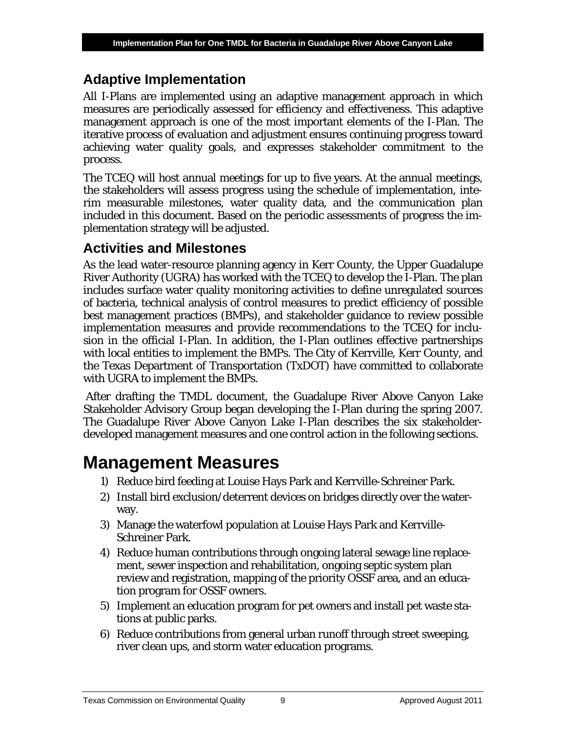## Adaptive Implementation

All I-Plans are implemented using an adaptive management approach in which measures are periodically assessed for efficiency and effectiveness. This adaptive management approach is one of the most important elements of the I-Plan. The iterative process of evaluation and adjustment ensures continuing progress toward achieving water quality goals, and expresses stakeholder commitment to the process.

The TCEQ will host annual meetings for up to five years. At the annual meetings, the stakeholders will assess progress using the schedule of implementation, interim measurable milestones, water quality data, and the communication plan included in this document. Based on the periodic assessments of progress the implementation strategy will be adjusted.

## Activities and Milestones

As the lead water-resource planning agency in Kerr County, the Upper Guadalupe River Authority (UGRA) has worked with the TCEQ to develop the I-Plan. The plan includes surface water quality monitoring activities to define unregulated sources of bacteria, technical analysis of control measures to predict efficiency of possible best management practices (BMPs), and stakeholder guidance to review possible implementation measures and provide recommendations to the TCEQ for inclusion in the official I-Plan. In addition, the I-Plan outlines effective partnerships with local entities to implement the BMPs. The City of Kerrville, Kerr County, and the Texas Department of Transportation (TxDOT) have committed to collaborate with UGRA to implement the BMPs.

After drafting the TMDL document, the Guadalupe River Above Canyon Lake Stakeholder Advisory Group began developing the I-Plan during the spring 2007. The Guadalupe River Above Canyon Lake I-Plan describes the six stakeholder-developed management measures and one control action in the following sections.

# Management Measures

1) Reduce bird feeding at Louise Hays Park and Kerrville-Schreiner Park.
2) Install bird exclusion/deterrent devices on bridges directly over the waterway.
3) Manage the waterfowl population at Louise Hays Park and Kerrville-Schreiner Park.
4) Reduce human contributions through ongoing lateral sewage line replacement, sewer inspection and rehabilitation, ongoing septic system plan review and registration, mapping of the priority OSSF area, and an education program for OSSF owners.
5) Implement an education program for pet owners and install pet waste stations at public parks.
6) Reduce contributions from general urban runoff through street sweeping, river clean ups, and storm water education programs.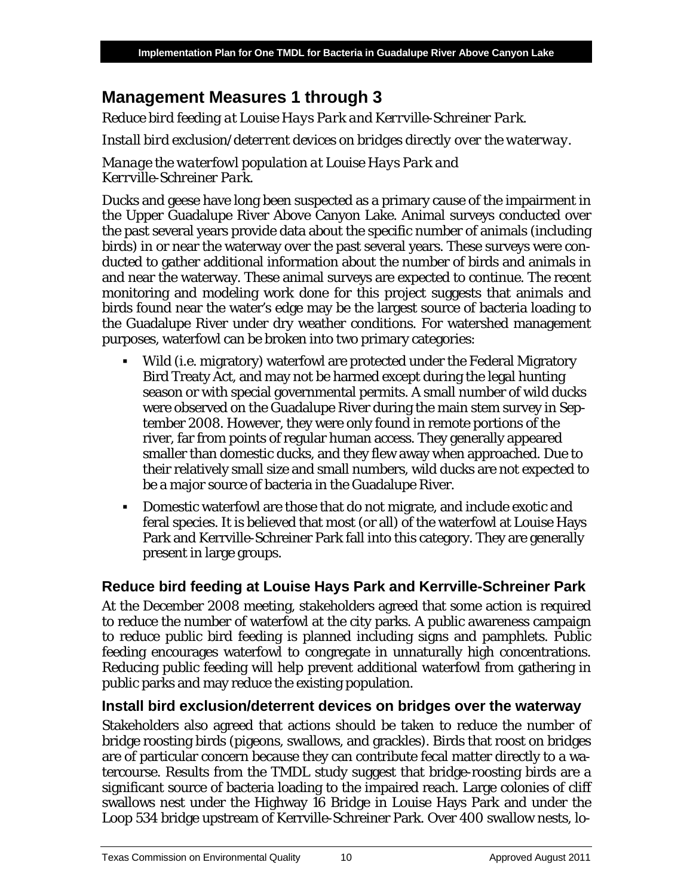## Management Measures 1 through 3

*Reduce bird feeding at Louise Hays Park and Kerrville-Schreiner Park.*

*Install bird exclusion/deterrent devices on bridges directly over the waterway.*

*Manage the waterfowl population at Louise Hays Park and Kerrville-Schreiner Park.*

Ducks and geese have long been suspected as a primary cause of the impairment in the Upper Guadalupe River Above Canyon Lake. Animal surveys conducted over the past several years provide data about the specific number of animals (including birds) in or near the waterway over the past several years. These surveys were conducted to gather additional information about the number of birds and animals in and near the waterway. These animal surveys are expected to continue. The recent monitoring and modeling work done for this project suggests that animals and birds found near the water's edge may be the largest source of bacteria loading to the Guadalupe River under dry weather conditions. For watershed management purposes, waterfowl can be broken into two primary categories:

- Wild (i.e. migratory) waterfowl are protected under the Federal Migratory Bird Treaty Act, and may not be harmed except during the legal hunting season or with special governmental permits. A small number of wild ducks were observed on the Guadalupe River during the main stem survey in September 2008. However, they were only found in remote portions of the river, far from points of regular human access. They generally appeared smaller than domestic ducks, and they flew away when approached. Due to their relatively small size and small numbers, wild ducks are not expected to be a major source of bacteria in the Guadalupe River.
- Domestic waterfowl are those that do not migrate, and include exotic and feral species. It is believed that most (or all) of the waterfowl at Louise Hays Park and Kerrville-Schreiner Park fall into this category. They are generally present in large groups.

### Reduce bird feeding at Louise Hays Park and Kerrville-Schreiner Park

At the December 2008 meeting, stakeholders agreed that some action is required to reduce the number of waterfowl at the city parks. A public awareness campaign to reduce public bird feeding is planned including signs and pamphlets. Public feeding encourages waterfowl to congregate in unnaturally high concentrations. Reducing public feeding will help prevent additional waterfowl from gathering in public parks and may reduce the existing population.

### Install bird exclusion/deterrent devices on bridges over the waterway

Stakeholders also agreed that actions should be taken to reduce the number of bridge roosting birds (pigeons, swallows, and grackles). Birds that roost on bridges are of particular concern because they can contribute fecal matter directly to a watercourse. Results from the TMDL study suggest that bridge-roosting birds are a significant source of bacteria loading to the impaired reach. Large colonies of cliff swallows nest under the Highway 16 Bridge in Louise Hays Park and under the Loop 534 bridge upstream of Kerrville-Schreiner Park. Over 400 swallow nests, lo-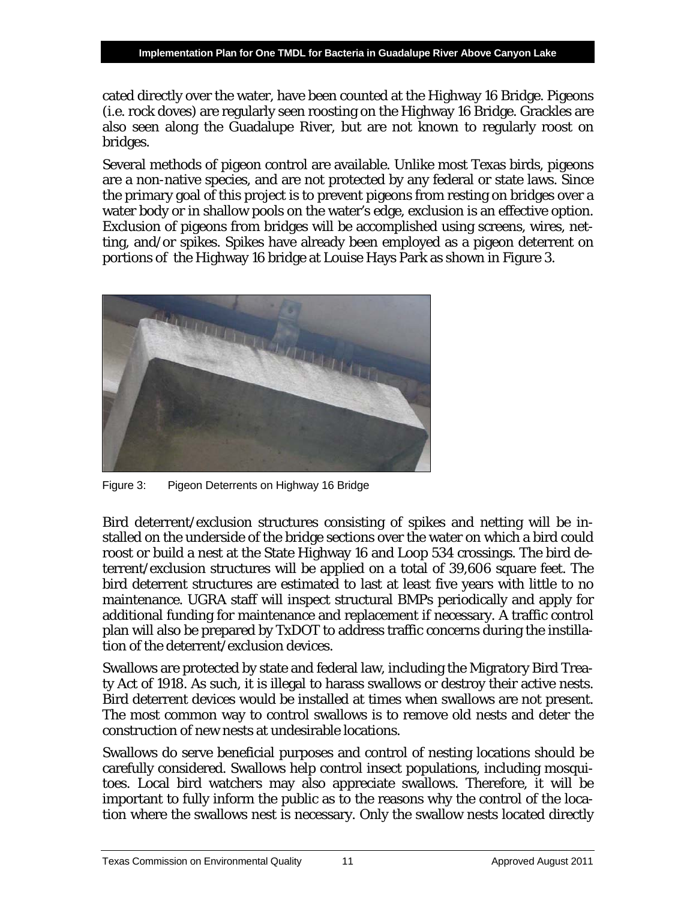cated directly over the water, have been counted at the Highway 16 Bridge. Pigeons (i.e. rock doves) are regularly seen roosting on the Highway 16 Bridge. Grackles are also seen along the Guadalupe River, but are not known to regularly roost on bridges.

Several methods of pigeon control are available. Unlike most Texas birds, pigeons are a non-native species, and are not protected by any federal or state laws. Since the primary goal of this project is to prevent pigeons from resting on bridges over a water body or in shallow pools on the water's edge, exclusion is an effective option. Exclusion of pigeons from bridges will be accomplished using screens, wires, netting, and/or spikes. Spikes have already been employed as a pigeon deterrent on portions of the Highway 16 bridge at Louise Hays Park as shown in Figure 3.

Figure 3: Pigeon Deterrents on Highway 16 Bridge

Bird deterrent/exclusion structures consisting of spikes and netting will be installed on the underside of the bridge sections over the water on which a bird could roost or build a nest at the State Highway 16 and Loop 534 crossings. The bird deterrent/exclusion structures will be applied on a total of 39,606 square feet. The bird deterrent structures are estimated to last at least five years with little to no maintenance. UGRA staff will inspect structural BMPs periodically and apply for additional funding for maintenance and replacement if necessary. A traffic control plan will also be prepared by TxDOT to address traffic concerns during the instillation of the deterrent/exclusion devices.

Swallows are protected by state and federal law, including the Migratory Bird Treaty Act of 1918. As such, it is illegal to harass swallows or destroy their active nests. Bird deterrent devices would be installed at times when swallows are not present. The most common way to control swallows is to remove old nests and deter the construction of new nests at undesirable locations.

Swallows do serve beneficial purposes and control of nesting locations should be carefully considered. Swallows help control insect populations, including mosquitoes. Local bird watchers may also appreciate swallows. Therefore, it will be important to fully inform the public as to the reasons why the control of the location where the swallows nest is necessary. Only the swallow nests located directly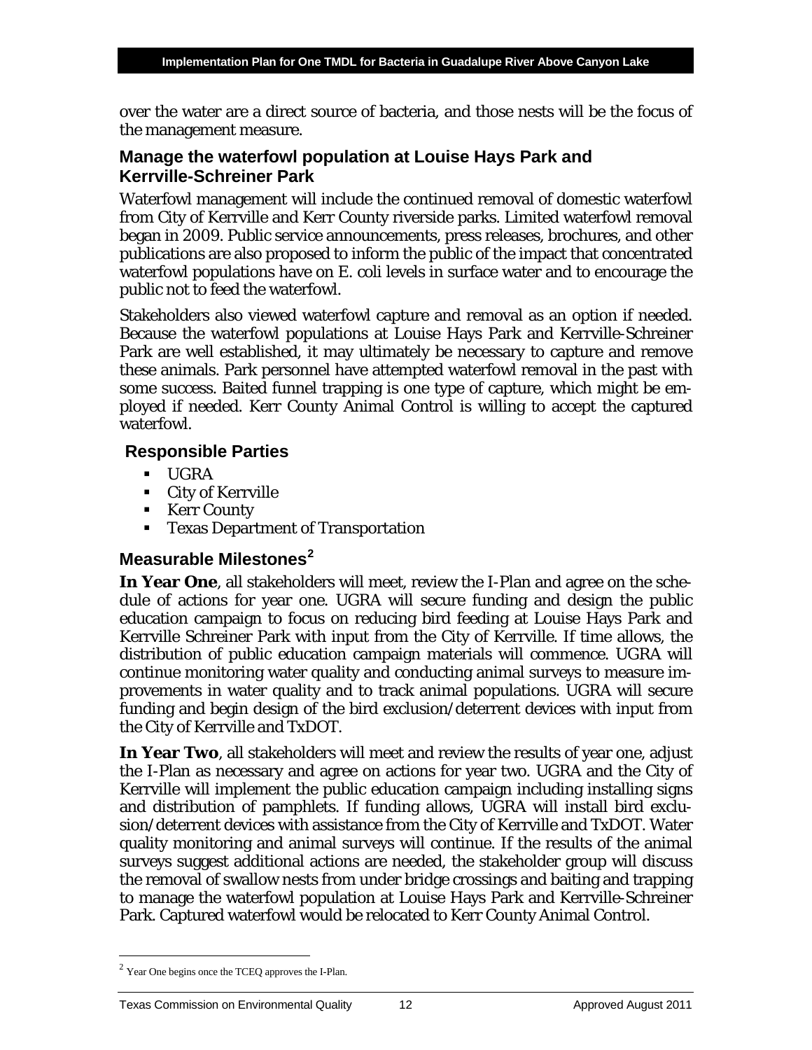over the water are a direct source of bacteria, and those nests will be the focus of the management measure.

### Manage the waterfowl population at Louise Hays Park and Kerrville-Schreiner Park

Waterfowl management will include the continued removal of domestic waterfowl from City of Kerrville and Kerr County riverside parks. Limited waterfowl removal began in 2009. Public service announcements, press releases, brochures, and other publications are also proposed to inform the public of the impact that concentrated waterfowl populations have on E. coli levels in surface water and to encourage the public not to feed the waterfowl.

Stakeholders also viewed waterfowl capture and removal as an option if needed. Because the waterfowl populations at Louise Hays Park and Kerrville-Schreiner Park are well established, it may ultimately be necessary to capture and remove these animals. Park personnel have attempted waterfowl removal in the past with some success. Baited funnel trapping is one type of capture, which might be employed if needed. Kerr County Animal Control is willing to accept the captured waterfowl.

### Responsible Parties

- UGRA
- City of Kerrville
- Kerr County
- Texas Department of Transportation

### Measurable Milestones[2]

**In Year One**, all stakeholders will meet, review the I-Plan and agree on the schedule of actions for year one. UGRA will secure funding and design the public education campaign to focus on reducing bird feeding at Louise Hays Park and Kerrville Schreiner Park with input from the City of Kerrville. If time allows, the distribution of public education campaign materials will commence. UGRA will continue monitoring water quality and conducting animal surveys to measure improvements in water quality and to track animal populations. UGRA will secure funding and begin design of the bird exclusion/deterrent devices with input from the City of Kerrville and TxDOT.

**In Year Two**, all stakeholders will meet and review the results of year one, adjust the I-Plan as necessary and agree on actions for year two. UGRA and the City of Kerrville will implement the public education campaign including installing signs and distribution of pamphlets. If funding allows, UGRA will install bird exclusion/deterrent devices with assistance from the City of Kerrville and TxDOT. Water quality monitoring and animal surveys will continue. If the results of the animal surveys suggest additional actions are needed, the stakeholder group will discuss the removal of swallow nests from under bridge crossings and baiting and trapping to manage the waterfowl population at Louise Hays Park and Kerrville-Schreiner Park. Captured waterfowl would be relocated to Kerr County Animal Control.

[2] Year One begins once the TCEQ approves the I-Plan.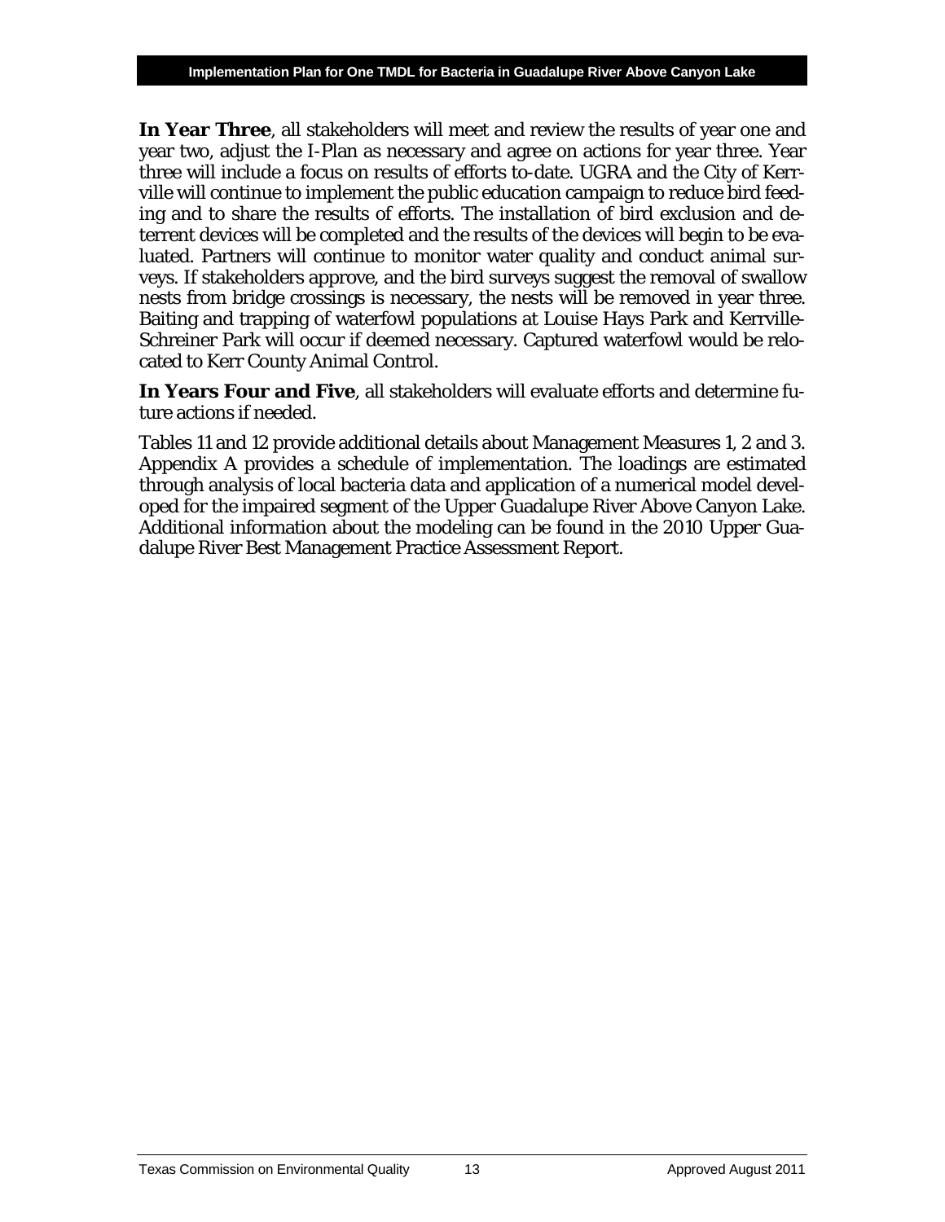**In Year Three**, all stakeholders will meet and review the results of year one and year two, adjust the I-Plan as necessary and agree on actions for year three. Year three will include a focus on results of efforts to-date. UGRA and the City of Kerrville will continue to implement the public education campaign to reduce bird feeding and to share the results of efforts. The installation of bird exclusion and deterrent devices will be completed and the results of the devices will begin to be evaluated. Partners will continue to monitor water quality and conduct animal surveys. If stakeholders approve, and the bird surveys suggest the removal of swallow nests from bridge crossings is necessary, the nests will be removed in year three. Baiting and trapping of waterfowl populations at Louise Hays Park and Kerrville-Schreiner Park will occur if deemed necessary. Captured waterfowl would be relocated to Kerr County Animal Control.

**In Years Four and Five**, all stakeholders will evaluate efforts and determine future actions if needed.

Tables 11 and 12 provide additional details about Management Measures 1, 2 and 3. Appendix A provides a schedule of implementation. The loadings are estimated through analysis of local bacteria data and application of a numerical model developed for the impaired segment of the Upper Guadalupe River Above Canyon Lake. Additional information about the modeling can be found in the 2010 Upper Guadalupe River Best Management Practice Assessment Report.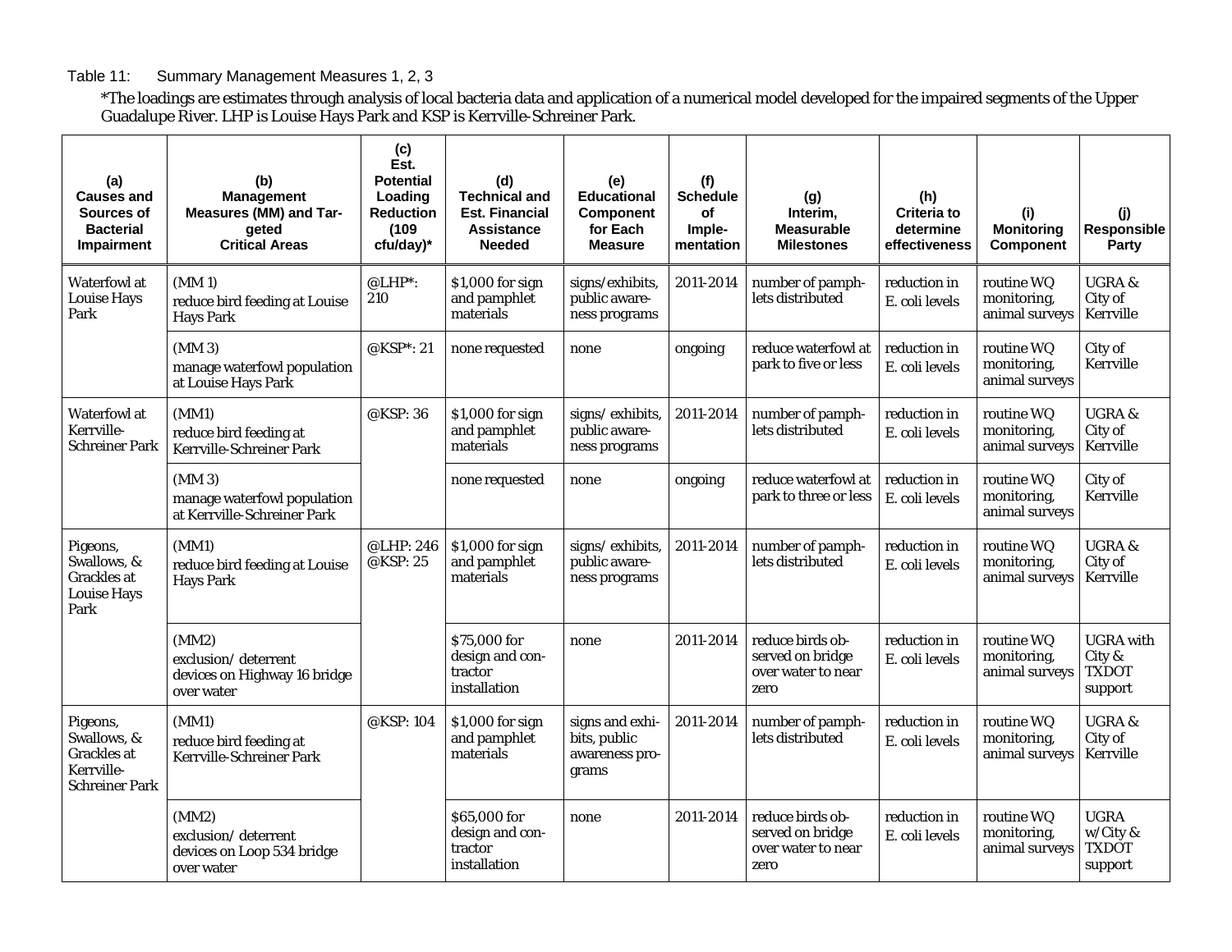Table 11: Summary Management Measures 1, 2, 3

*The loadings are estimates through analysis of local bacteria data and application of a numerical model developed for the impaired segments of the Upper Guadalupe River. LHP is Louise Hays Park and KSP is Kerrville-Schreiner Park.

| (a) Causes and Sources of Bacterial Impairment | (b) Management Measures (MM) and Targeted Critical Areas | (c) Est. Potential Loading Reduction (109 cfu/day)* | (d) Technical and Est. Financial Assistance Needed | (e) Educational Component for Each Measure | (f) Schedule of Implementation | (g) Interim, Measurable Milestones | (h) Criteria to determine effectiveness | (i) Monitoring Component | (j) Responsible Party |
|---|---|---|---|---|---|---|---|---|---|
| Waterfowl at Louise Hays Park | (MM 1) reduce bird feeding at Louise Hays Park | @LHP*: 210 | $1,000 for sign and pamphlet materials | signs/exhibits, public awareness programs | 2011-2014 | number of pamphlets distributed | reduction in E. coli levels | routine WQ monitoring, animal surveys | UGRA & City of Kerrville |
| | (MM 3) manage waterfowl population at Louise Hays Park | @KSP*: 21 | none requested | none | ongoing | reduce waterfowl at park to five or less | reduction in E. coli levels | routine WQ monitoring, animal surveys | City of Kerrville |
| Waterfowl at Kerrville-Schreiner Park | (MM1) reduce bird feeding at Kerrville-Schreiner Park | @KSP: 36 | $1,000 for sign and pamphlet materials | signs/ exhibits, public awareness programs | 2011-2014 | number of pamphlets distributed | reduction in E. coli levels | routine WQ monitoring, animal surveys | UGRA & City of Kerrville |
| | (MM 3) manage waterfowl population at Kerrville-Schreiner Park | | none requested | none | ongoing | reduce waterfowl at park to three or less | reduction in E. coli levels | routine WQ monitoring, animal surveys | City of Kerrville |
| Pigeons, Swallows, & Grackles at Louise Hays Park | (MM1) reduce bird feeding at Louise Hays Park | @LHP: 246 @KSP: 25 | $1,000 for sign and pamphlet materials | signs/ exhibits, public awareness programs | 2011-2014 | number of pamphlets distributed | reduction in E. coli levels | routine WQ monitoring, animal surveys | UGRA & City of Kerrville |
| | (MM2) exclusion/ deterrent devices on Highway 16 bridge over water | | $75,000 for design and contractor installation | none | 2011-2014 | reduce birds observed on bridge over water to near zero | reduction in E. coli levels | routine WQ monitoring, animal surveys | UGRA with City & TXDOT support |
| Pigeons, Swallows, & Grackles at Kerrville-Schreiner Park | (MM1) reduce bird feeding at Kerrville-Schreiner Park | @KSP: 104 | $1,000 for sign and pamphlet materials | signs and exhibits, public awareness programs | 2011-2014 | number of pamphlets distributed | reduction in E. coli levels | routine WQ monitoring, animal surveys | UGRA & City of Kerrville |
| | (MM2) exclusion/ deterrent devices on Loop 534 bridge over water | | $65,000 for design and contractor installation | none | 2011-2014 | reduce birds observed on bridge over water to near zero | reduction in E. coli levels | routine WQ monitoring, animal surveys | UGRA w/City & TXDOT support |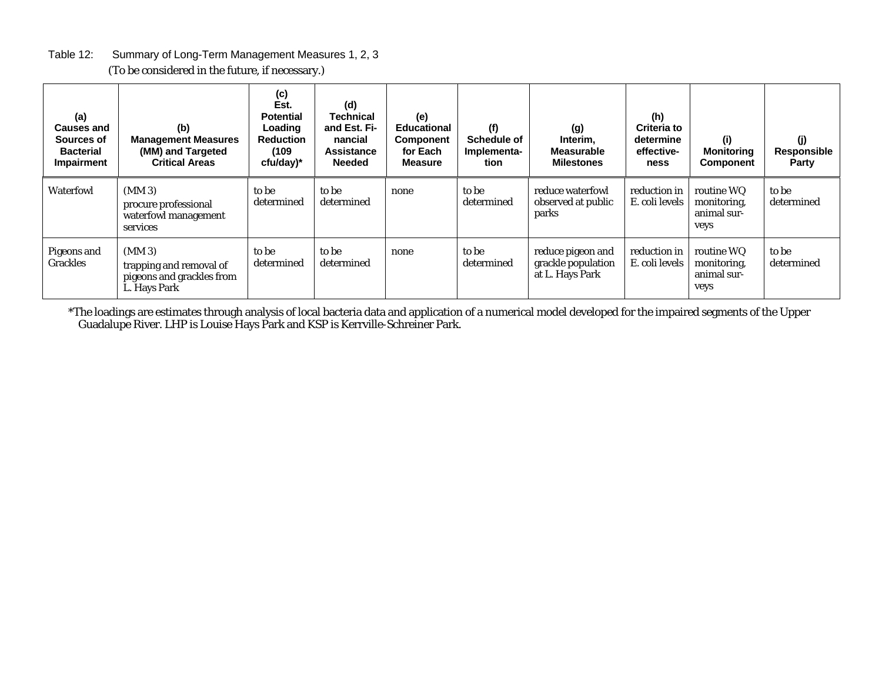Table 12: Summary of Long-Term Management Measures 1, 2, 3

(To be considered in the future, if necessary.)

| (a) Causes and Sources of Bacterial Impairment | (b) Management Measures (MM) and Targeted Critical Areas | (c) Est. Potential Loading Reduction ($10^9$ cfu/day)* | (d) Technical and Est. Financial Assistance Needed | (e) Educational Component for Each Measure | (f) Schedule of Implementation | (g) Interim, Measurable Milestones | (h) Criteria to determine effectiveness | (i) Monitoring Component | (j) Responsible Party |
|---|---|---|---|---|---|---|---|---|---|
| Waterfowl | (MM 3) procure professional waterfowl management services | to be determined | to be determined | none | to be determined | reduce waterfowl observed at public parks | reduction in E. coli levels | routine WQ monitoring, animal surveys | to be determined |
| Pigeons and Grackles | (MM 3) trapping and removal of pigeons and grackles from L. Hays Park | to be determined | to be determined | none | to be determined | reduce pigeon and grackle population at L. Hays Park | reduction in E. coli levels | routine WQ monitoring, animal surveys | to be determined |

*The loadings are estimates through analysis of local bacteria data and application of a numerical model developed for the impaired segments of the Upper Guadalupe River. LHP is Louise Hays Park and KSP is Kerrville-Schreiner Park.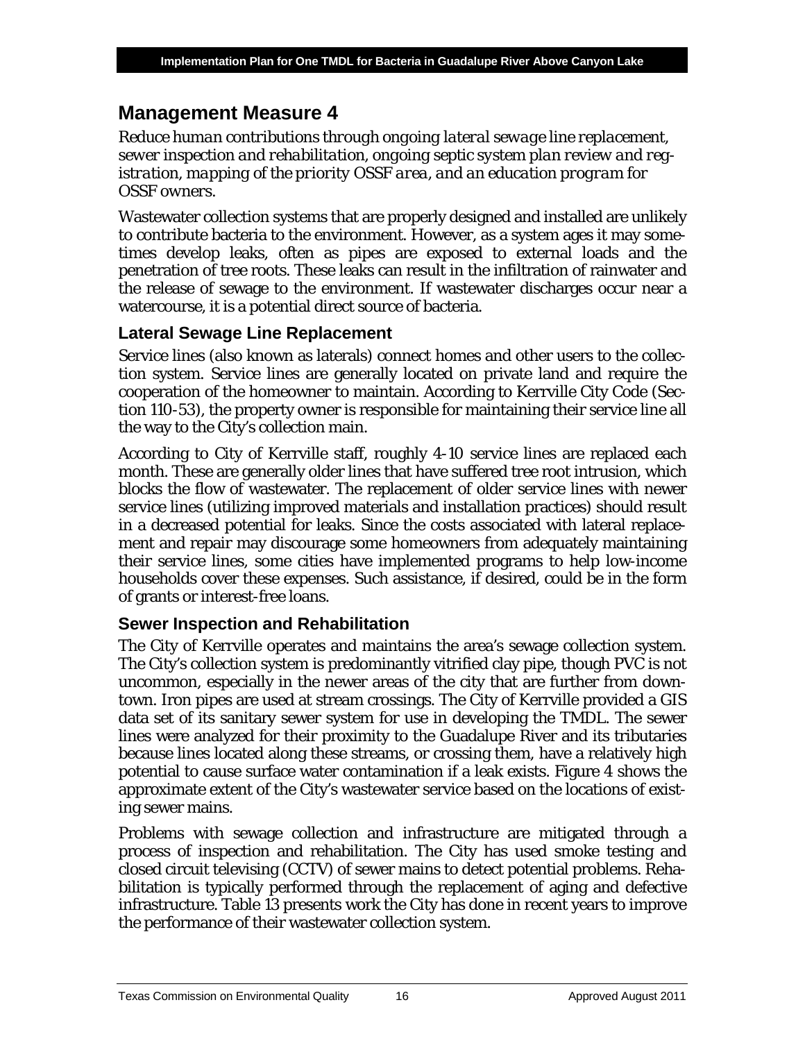## Management Measure 4

*Reduce human contributions through ongoing lateral sewage line replacement, sewer inspection and rehabilitation, ongoing septic system plan review and registration, mapping of the priority OSSF area, and an education program for OSSF owners.*

Wastewater collection systems that are properly designed and installed are unlikely to contribute bacteria to the environment. However, as a system ages it may sometimes develop leaks, often as pipes are exposed to external loads and the penetration of tree roots. These leaks can result in the infiltration of rainwater and the release of sewage to the environment. If wastewater discharges occur near a watercourse, it is a potential direct source of bacteria.

### Lateral Sewage Line Replacement

Service lines (also known as laterals) connect homes and other users to the collection system. Service lines are generally located on private land and require the cooperation of the homeowner to maintain. According to Kerrville City Code (Section 110-53), the property owner is responsible for maintaining their service line all the way to the City's collection main.

According to City of Kerrville staff, roughly 4-10 service lines are replaced each month. These are generally older lines that have suffered tree root intrusion, which blocks the flow of wastewater. The replacement of older service lines with newer service lines (utilizing improved materials and installation practices) should result in a decreased potential for leaks. Since the costs associated with lateral replacement and repair may discourage some homeowners from adequately maintaining their service lines, some cities have implemented programs to help low-income households cover these expenses. Such assistance, if desired, could be in the form of grants or interest-free loans.

### Sewer Inspection and Rehabilitation

The City of Kerrville operates and maintains the area's sewage collection system. The City's collection system is predominantly vitrified clay pipe, though PVC is not uncommon, especially in the newer areas of the city that are further from downtown. Iron pipes are used at stream crossings. The City of Kerrville provided a GIS data set of its sanitary sewer system for use in developing the TMDL. The sewer lines were analyzed for their proximity to the Guadalupe River and its tributaries because lines located along these streams, or crossing them, have a relatively high potential to cause surface water contamination if a leak exists. Figure 4 shows the approximate extent of the City's wastewater service based on the locations of existing sewer mains.

Problems with sewage collection and infrastructure are mitigated through a process of inspection and rehabilitation. The City has used smoke testing and closed circuit televising (CCTV) of sewer mains to detect potential problems. Rehabilitation is typically performed through the replacement of aging and defective infrastructure. Table 13 presents work the City has done in recent years to improve the performance of their wastewater collection system.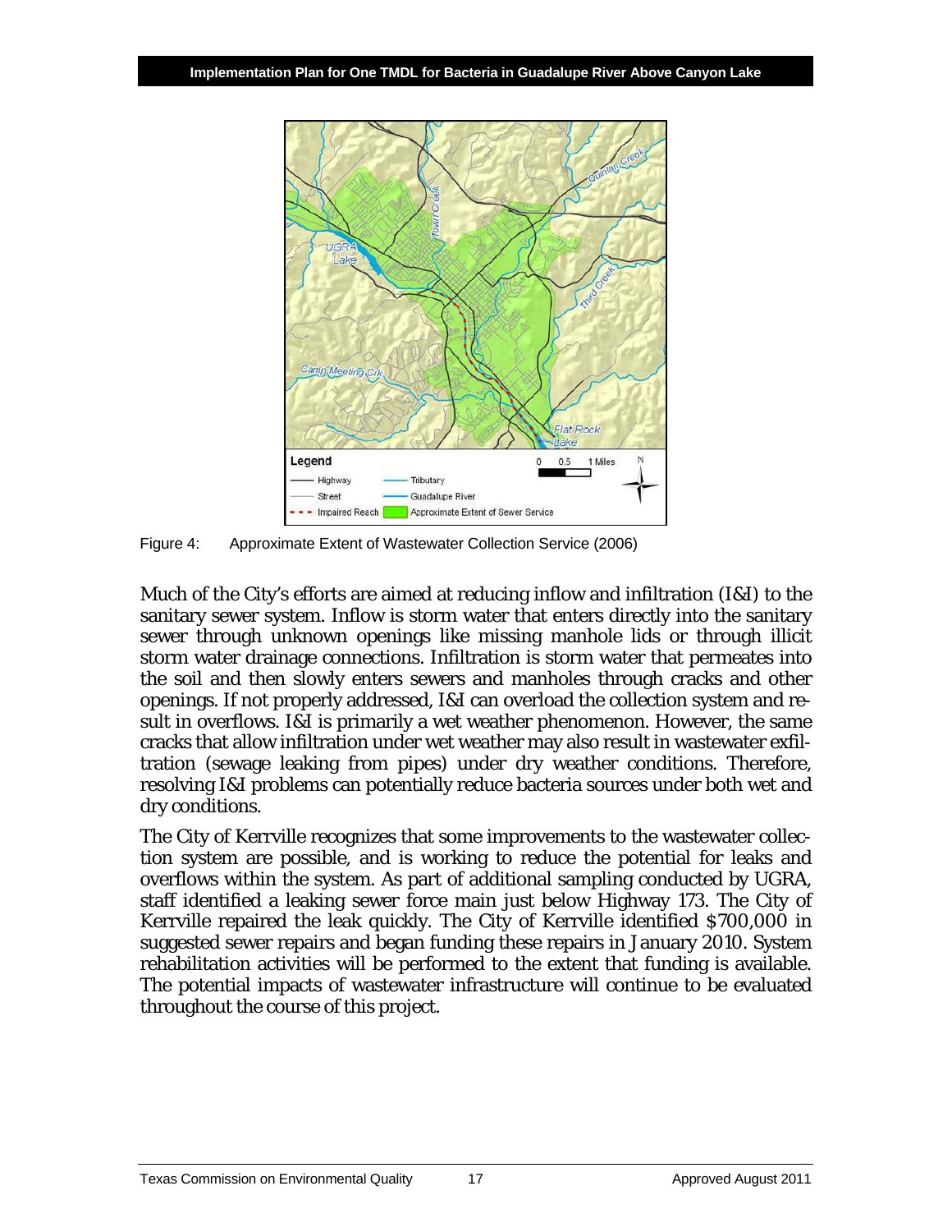Figure 4: Approximate Extent of Wastewater Collection Service (2006)

Much of the City's efforts are aimed at reducing inflow and infiltration (I&I) to the sanitary sewer system. Inflow is storm water that enters directly into the sanitary sewer through unknown openings like missing manhole lids or through illicit storm water drainage connections. Infiltration is storm water that permeates into the soil and then slowly enters sewers and manholes through cracks and other openings. If not properly addressed, I&I can overload the collection system and result in overflows. I&I is primarily a wet weather phenomenon. However, the same cracks that allow infiltration under wet weather may also result in wastewater exfiltration (sewage leaking from pipes) under dry weather conditions. Therefore, resolving I&I problems can potentially reduce bacteria sources under both wet and dry conditions.

The City of Kerrville recognizes that some improvements to the wastewater collection system are possible, and is working to reduce the potential for leaks and overflows within the system. As part of additional sampling conducted by UGRA, staff identified a leaking sewer force main just below Highway 173. The City of Kerrville repaired the leak quickly. The City of Kerrville identified $700,000 in suggested sewer repairs and began funding these repairs in January 2010. System rehabilitation activities will be performed to the extent that funding is available. The potential impacts of wastewater infrastructure will continue to be evaluated throughout the course of this project.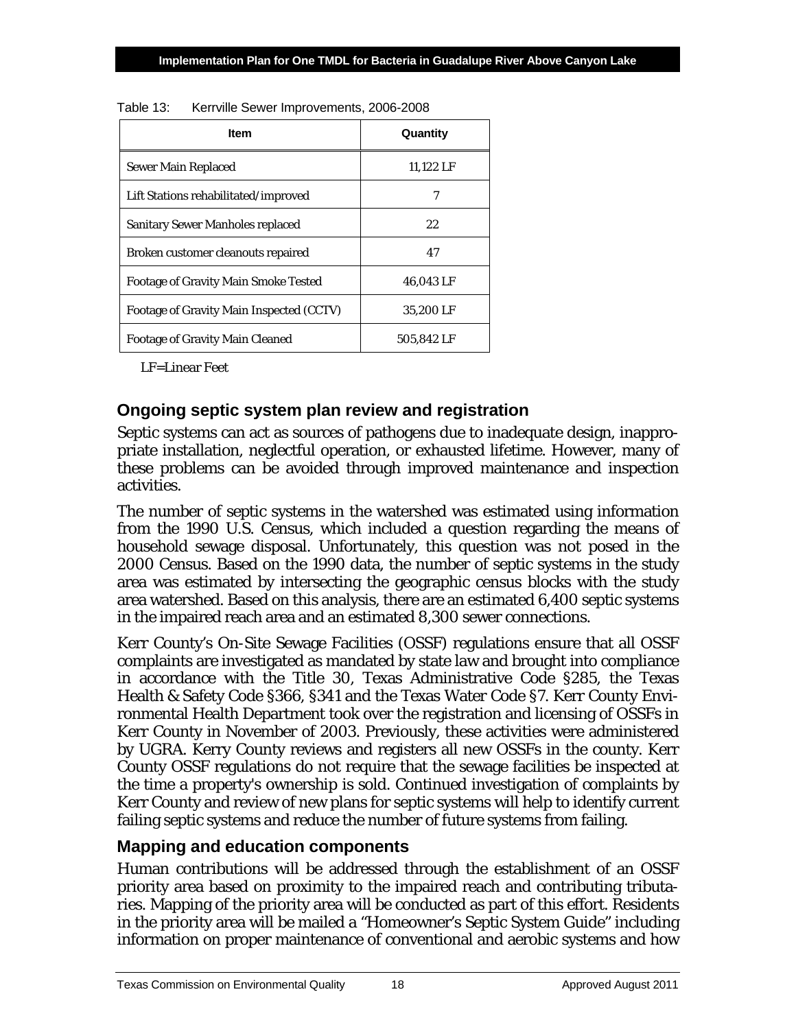Table 13: Kerrville Sewer Improvements, 2006-2008

| Item | Quantity |
|---|---|
| Sewer Main Replaced | 11,122 LF |
| Lift Stations rehabilitated/improved | 7 |
| Sanitary Sewer Manholes replaced | 22 |
| Broken customer cleanouts repaired | 47 |
| Footage of Gravity Main Smoke Tested | 46,043 LF |
| Footage of Gravity Main Inspected (CCTV) | 35,200 LF |
| Footage of Gravity Main Cleaned | 505,842 LF |

LF=Linear Feet

## Ongoing septic system plan review and registration

Septic systems can act as sources of pathogens due to inadequate design, inappropriate installation, neglectful operation, or exhausted lifetime. However, many of these problems can be avoided through improved maintenance and inspection activities.

The number of septic systems in the watershed was estimated using information from the 1990 U.S. Census, which included a question regarding the means of household sewage disposal. Unfortunately, this question was not posed in the 2000 Census. Based on the 1990 data, the number of septic systems in the study area was estimated by intersecting the geographic census blocks with the study area watershed. Based on this analysis, there are an estimated 6,400 septic systems in the impaired reach area and an estimated 8,300 sewer connections.

Kerr County's On-Site Sewage Facilities (OSSF) regulations ensure that all OSSF complaints are investigated as mandated by state law and brought into compliance in accordance with the Title 30, Texas Administrative Code §285, the Texas Health & Safety Code §366, §341 and the Texas Water Code §7. Kerr County Environmental Health Department took over the registration and licensing of OSSFs in Kerr County in November of 2003. Previously, these activities were administered by UGRA. Kerry County reviews and registers all new OSSFs in the county. Kerr County OSSF regulations do not require that the sewage facilities be inspected at the time a property's ownership is sold. Continued investigation of complaints by Kerr County and review of new plans for septic systems will help to identify current failing septic systems and reduce the number of future systems from failing.

## Mapping and education components

Human contributions will be addressed through the establishment of an OSSF priority area based on proximity to the impaired reach and contributing tributaries. Mapping of the priority area will be conducted as part of this effort. Residents in the priority area will be mailed a "Homeowner's Septic System Guide" including information on proper maintenance of conventional and aerobic systems and how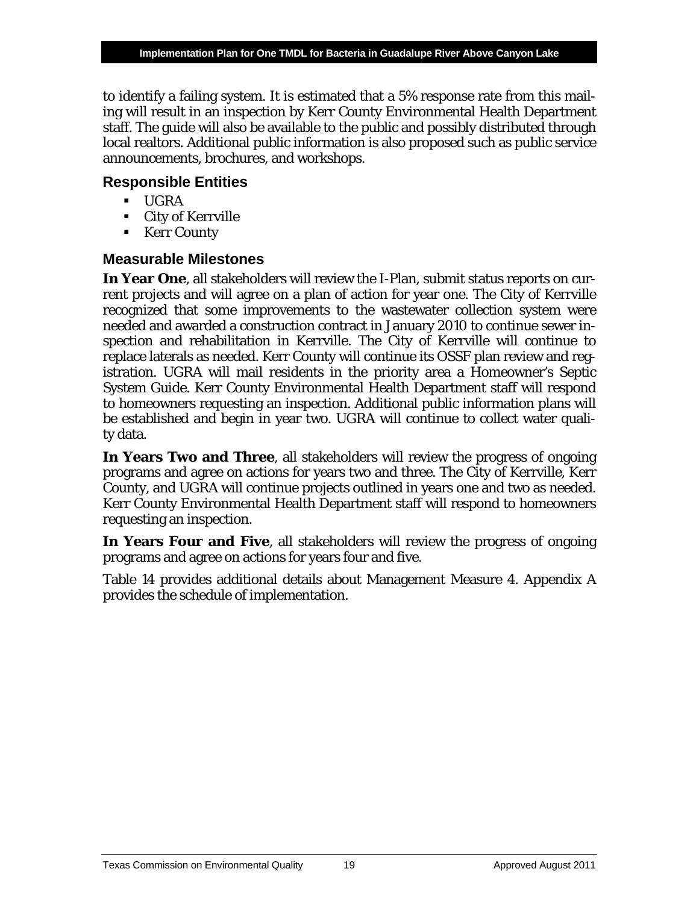to identify a failing system. It is estimated that a 5% response rate from this mailing will result in an inspection by Kerr County Environmental Health Department staff. The guide will also be available to the public and possibly distributed through local realtors. Additional public information is also proposed such as public service announcements, brochures, and workshops.

### Responsible Entities

- UGRA
- City of Kerrville
- Kerr County

### Measurable Milestones

**In Year One**, all stakeholders will review the I-Plan, submit status reports on current projects and will agree on a plan of action for year one. The City of Kerrville recognized that some improvements to the wastewater collection system were needed and awarded a construction contract in January 2010 to continue sewer inspection and rehabilitation in Kerrville. The City of Kerrville will continue to replace laterals as needed. Kerr County will continue its OSSF plan review and registration. UGRA will mail residents in the priority area a Homeowner's Septic System Guide. Kerr County Environmental Health Department staff will respond to homeowners requesting an inspection. Additional public information plans will be established and begin in year two. UGRA will continue to collect water quality data.

**In Years Two and Three**, all stakeholders will review the progress of ongoing programs and agree on actions for years two and three. The City of Kerrville, Kerr County, and UGRA will continue projects outlined in years one and two as needed. Kerr County Environmental Health Department staff will respond to homeowners requesting an inspection.

**In Years Four and Five**, all stakeholders will review the progress of ongoing programs and agree on actions for years four and five.

Table 14 provides additional details about Management Measure 4. Appendix A provides the schedule of implementation.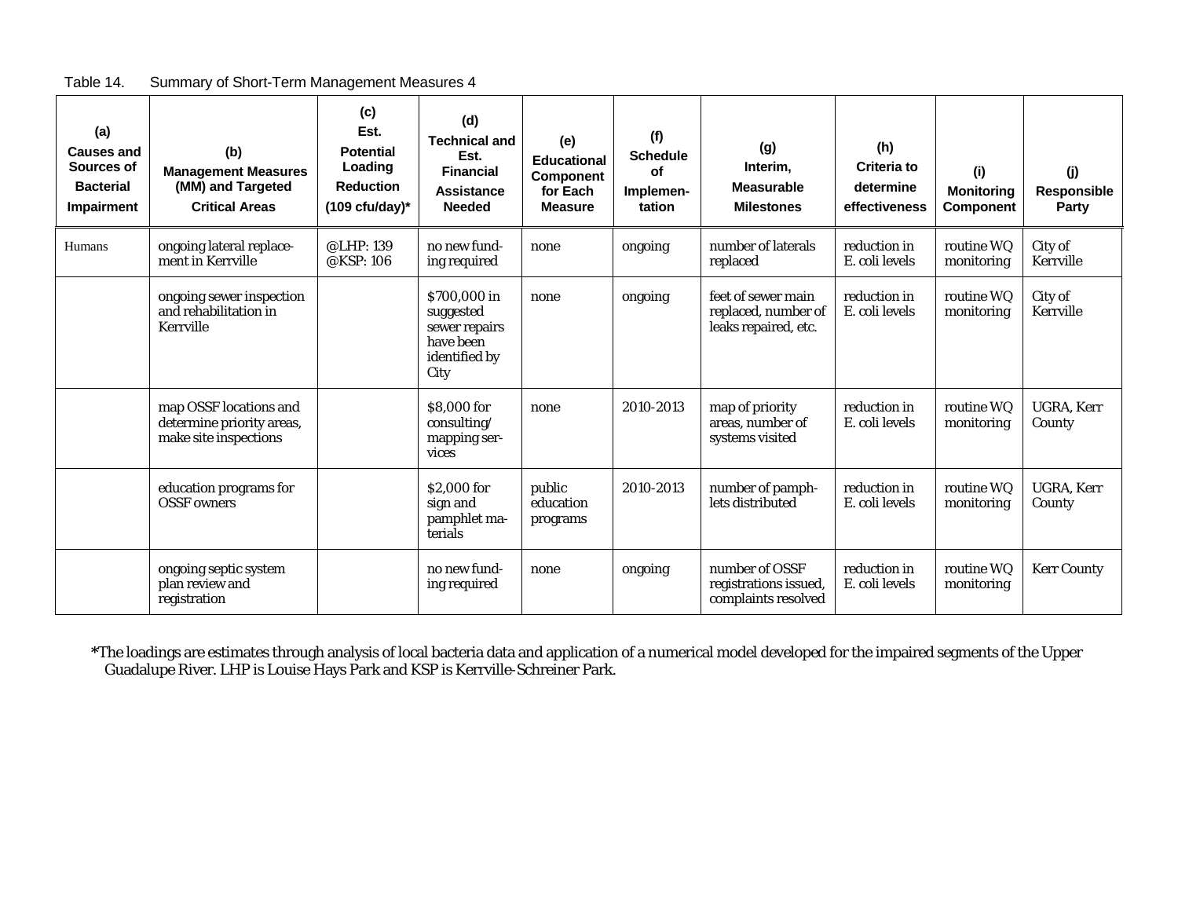Table 14. Summary of Short-Term Management Measures 4

| (a) Causes and Sources of Bacterial Impairment | (b) Management Measures (MM) and Targeted Critical Areas | (c) Est. Potential Loading Reduction (109 cfu/day)* | (d) Technical and Est. Financial Assistance Needed | (e) Educational Component for Each Measure | (f) Schedule of Implementation | (g) Interim, Measurable Milestones | (h) Criteria to determine effectiveness | (i) Monitoring Component | (j) Responsible Party |
|---|---|---|---|---|---|---|---|---|---|
| Humans | ongoing lateral replacement in Kerrville | @LHP: 139 @KSP: 106 | no new funding required | none | ongoing | number of laterals replaced | reduction in E. coli levels | routine WQ monitoring | City of Kerrville |
| | ongoing sewer inspection and rehabilitation in Kerrville | | $700,000 in suggested sewer repairs have been identified by City | none | ongoing | feet of sewer main replaced, number of leaks repaired, etc. | reduction in E. coli levels | routine WQ monitoring | City of Kerrville |
| | map OSSF locations and determine priority areas, make site inspections | | $8,000 for consulting/ mapping services | none | 2010-2013 | map of priority areas, number of systems visited | reduction in E. coli levels | routine WQ monitoring | UGRA, Kerr County |
| | education programs for OSSF owners | | $2,000 for sign and pamphlet materials | public education programs | 2010-2013 | number of pamphlets distributed | reduction in E. coli levels | routine WQ monitoring | UGRA, Kerr County |
| | ongoing septic system plan review and registration | | no new funding required | none | ongoing | number of OSSF registrations issued, complaints resolved | reduction in E. coli levels | routine WQ monitoring | Kerr County |

*The loadings are estimates through analysis of local bacteria data and application of a numerical model developed for the impaired segments of the Upper Guadalupe River. LHP is Louise Hays Park and KSP is Kerrville-Schreiner Park.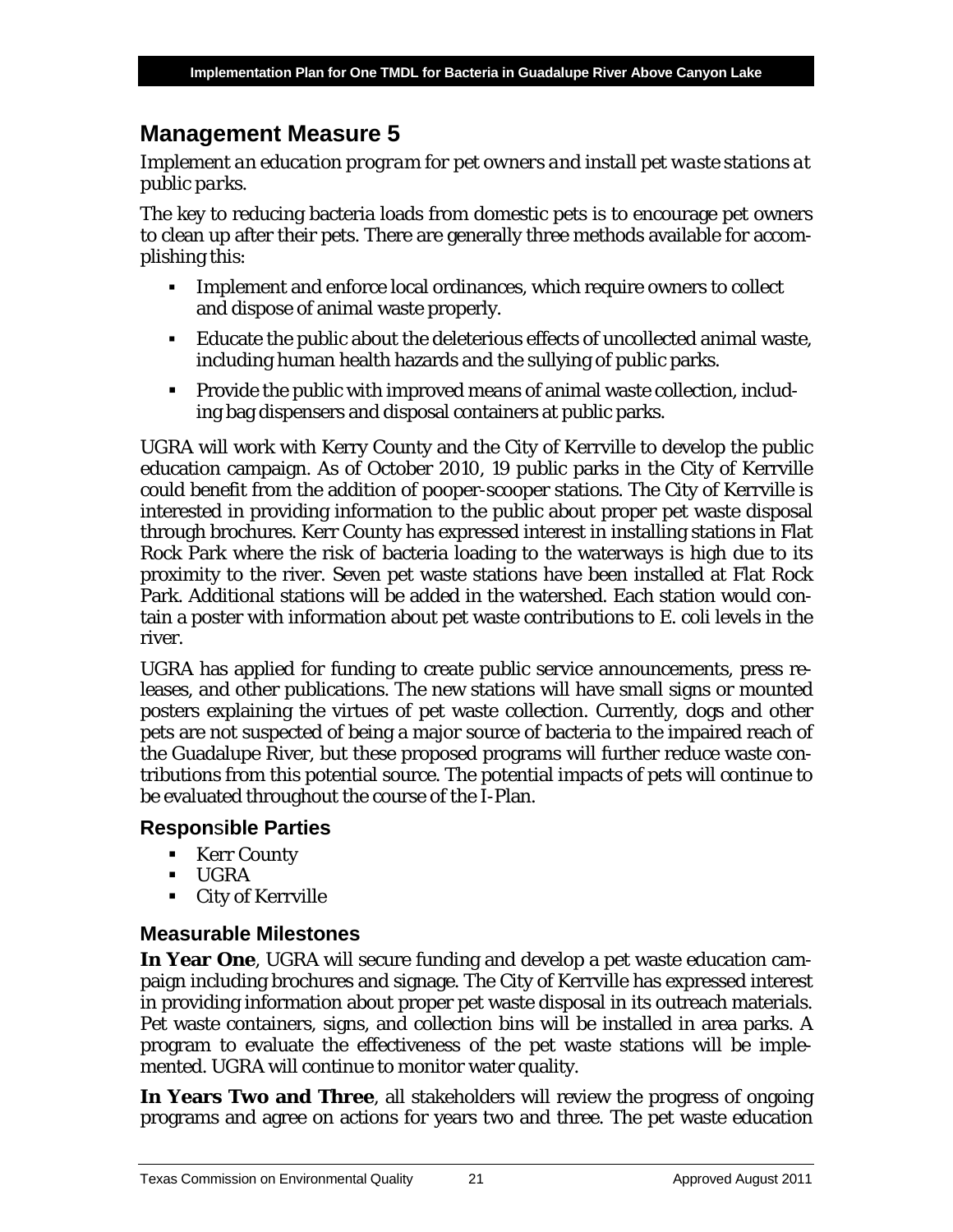## Management Measure 5

*Implement an education program for pet owners and install pet waste stations at public parks.*

The key to reducing bacteria loads from domestic pets is to encourage pet owners to clean up after their pets. There are generally three methods available for accomplishing this:

- Implement and enforce local ordinances, which require owners to collect and dispose of animal waste properly.
- Educate the public about the deleterious effects of uncollected animal waste, including human health hazards and the sullying of public parks.
- Provide the public with improved means of animal waste collection, including bag dispensers and disposal containers at public parks.

UGRA will work with Kerry County and the City of Kerrville to develop the public education campaign. As of October 2010, 19 public parks in the City of Kerrville could benefit from the addition of pooper-scooper stations. The City of Kerrville is interested in providing information to the public about proper pet waste disposal through brochures. Kerr County has expressed interest in installing stations in Flat Rock Park where the risk of bacteria loading to the waterways is high due to its proximity to the river. Seven pet waste stations have been installed at Flat Rock Park. Additional stations will be added in the watershed. Each station would contain a poster with information about pet waste contributions to E. coli levels in the river.

UGRA has applied for funding to create public service announcements, press releases, and other publications. The new stations will have small signs or mounted posters explaining the virtues of pet waste collection. Currently, dogs and other pets are not suspected of being a major source of bacteria to the impaired reach of the Guadalupe River, but these proposed programs will further reduce waste contributions from this potential source. The potential impacts of pets will continue to be evaluated throughout the course of the I-Plan.

### Responsible Parties

- Kerr County
- UGRA
- City of Kerrville

### Measurable Milestones

**In Year One**, UGRA will secure funding and develop a pet waste education campaign including brochures and signage. The City of Kerrville has expressed interest in providing information about proper pet waste disposal in its outreach materials. Pet waste containers, signs, and collection bins will be installed in area parks. A program to evaluate the effectiveness of the pet waste stations will be implemented. UGRA will continue to monitor water quality.

**In Years Two and Three**, all stakeholders will review the progress of ongoing programs and agree on actions for years two and three. The pet waste education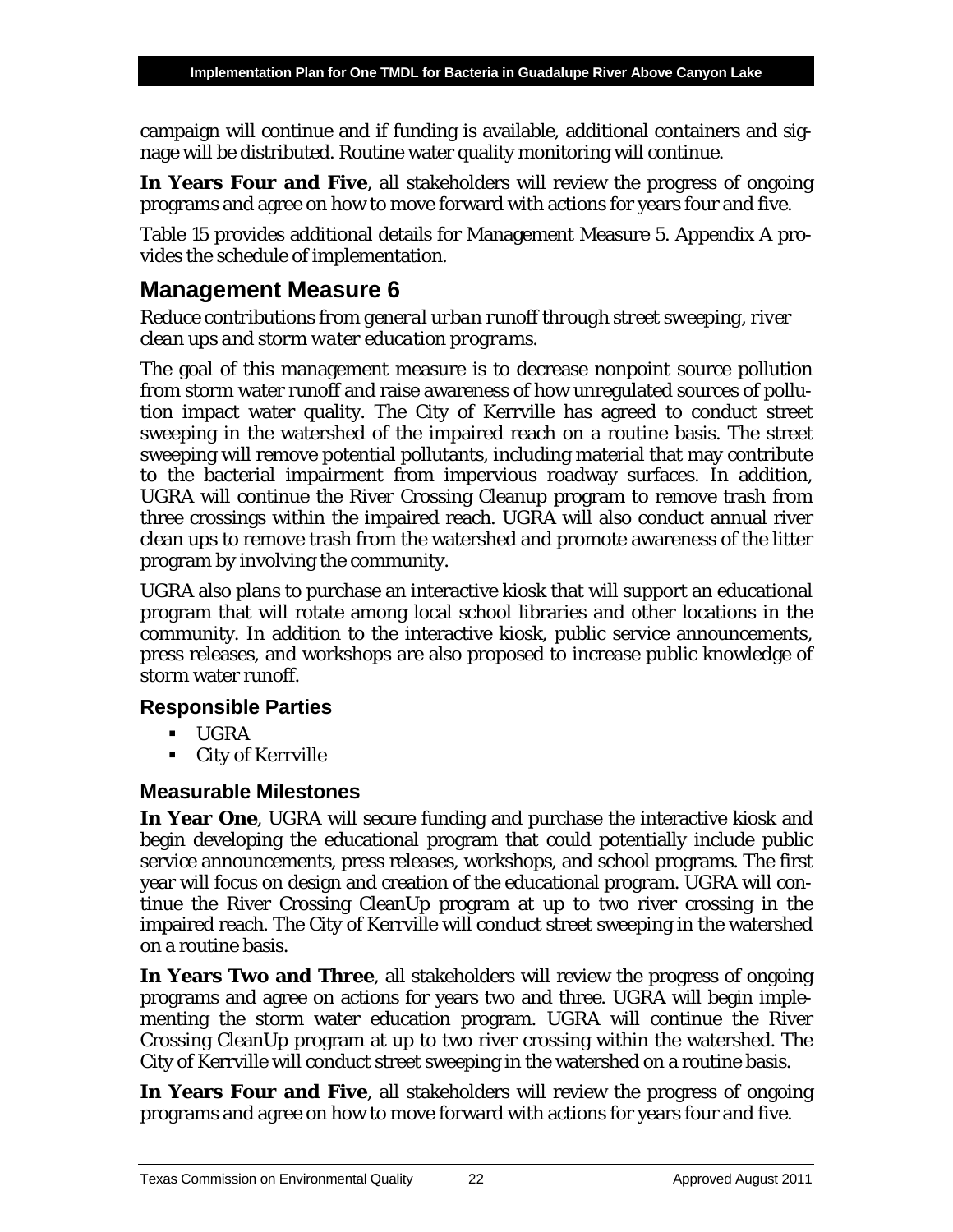campaign will continue and if funding is available, additional containers and signage will be distributed. Routine water quality monitoring will continue.

**In Years Four and Five**, all stakeholders will review the progress of ongoing programs and agree on how to move forward with actions for years four and five.

Table 15 provides additional details for Management Measure 5. Appendix A provides the schedule of implementation.

## Management Measure 6

*Reduce contributions from general urban runoff through street sweeping, river clean ups and storm water education programs.*

The goal of this management measure is to decrease nonpoint source pollution from storm water runoff and raise awareness of how unregulated sources of pollution impact water quality. The City of Kerrville has agreed to conduct street sweeping in the watershed of the impaired reach on a routine basis. The street sweeping will remove potential pollutants, including material that may contribute to the bacterial impairment from impervious roadway surfaces. In addition, UGRA will continue the River Crossing Cleanup program to remove trash from three crossings within the impaired reach. UGRA will also conduct annual river clean ups to remove trash from the watershed and promote awareness of the litter program by involving the community.

UGRA also plans to purchase an interactive kiosk that will support an educational program that will rotate among local school libraries and other locations in the community. In addition to the interactive kiosk, public service announcements, press releases, and workshops are also proposed to increase public knowledge of storm water runoff.

### Responsible Parties

- UGRA
- City of Kerrville

### Measurable Milestones

**In Year One**, UGRA will secure funding and purchase the interactive kiosk and begin developing the educational program that could potentially include public service announcements, press releases, workshops, and school programs. The first year will focus on design and creation of the educational program. UGRA will continue the River Crossing CleanUp program at up to two river crossing in the impaired reach. The City of Kerrville will conduct street sweeping in the watershed on a routine basis.

**In Years Two and Three**, all stakeholders will review the progress of ongoing programs and agree on actions for years two and three. UGRA will begin implementing the storm water education program. UGRA will continue the River Crossing CleanUp program at up to two river crossing within the watershed. The City of Kerrville will conduct street sweeping in the watershed on a routine basis.

**In Years Four and Five**, all stakeholders will review the progress of ongoing programs and agree on how to move forward with actions for years four and five.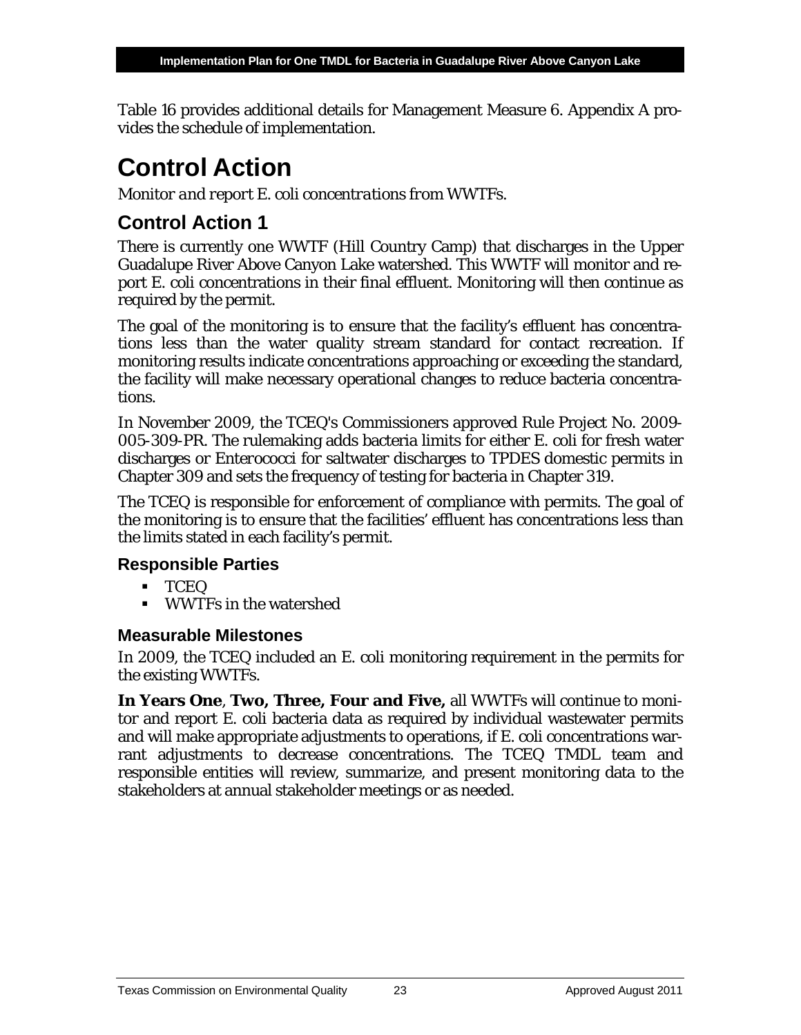Table 16 provides additional details for Management Measure 6. Appendix A provides the schedule of implementation.

# Control Action

*Monitor and report E. coli concentrations from WWTFs.*

## Control Action 1

There is currently one WWTF (Hill Country Camp) that discharges in the Upper Guadalupe River Above Canyon Lake watershed. This WWTF will monitor and report E. coli concentrations in their final effluent. Monitoring will then continue as required by the permit.

The goal of the monitoring is to ensure that the facility's effluent has concentrations less than the water quality stream standard for contact recreation. If monitoring results indicate concentrations approaching or exceeding the standard, the facility will make necessary operational changes to reduce bacteria concentrations.

In November 2009, the TCEQ's Commissioners approved Rule Project No. 2009-005-309-PR. The rulemaking adds bacteria limits for either E. coli for fresh water discharges or Enterococci for saltwater discharges to TPDES domestic permits in Chapter 309 and sets the frequency of testing for bacteria in Chapter 319.

The TCEQ is responsible for enforcement of compliance with permits. The goal of the monitoring is to ensure that the facilities' effluent has concentrations less than the limits stated in each facility's permit.

### Responsible Parties

- TCEQ
- WWTFs in the watershed

### Measurable Milestones

In 2009, the TCEQ included an E. coli monitoring requirement in the permits for the existing WWTFs.

**In Years One**, **Two, Three, Four and Five,** all WWTFs will continue to monitor and report E. coli bacteria data as required by individual wastewater permits and will make appropriate adjustments to operations, if E. coli concentrations warrant adjustments to decrease concentrations. The TCEQ TMDL team and responsible entities will review, summarize, and present monitoring data to the stakeholders at annual stakeholder meetings or as needed.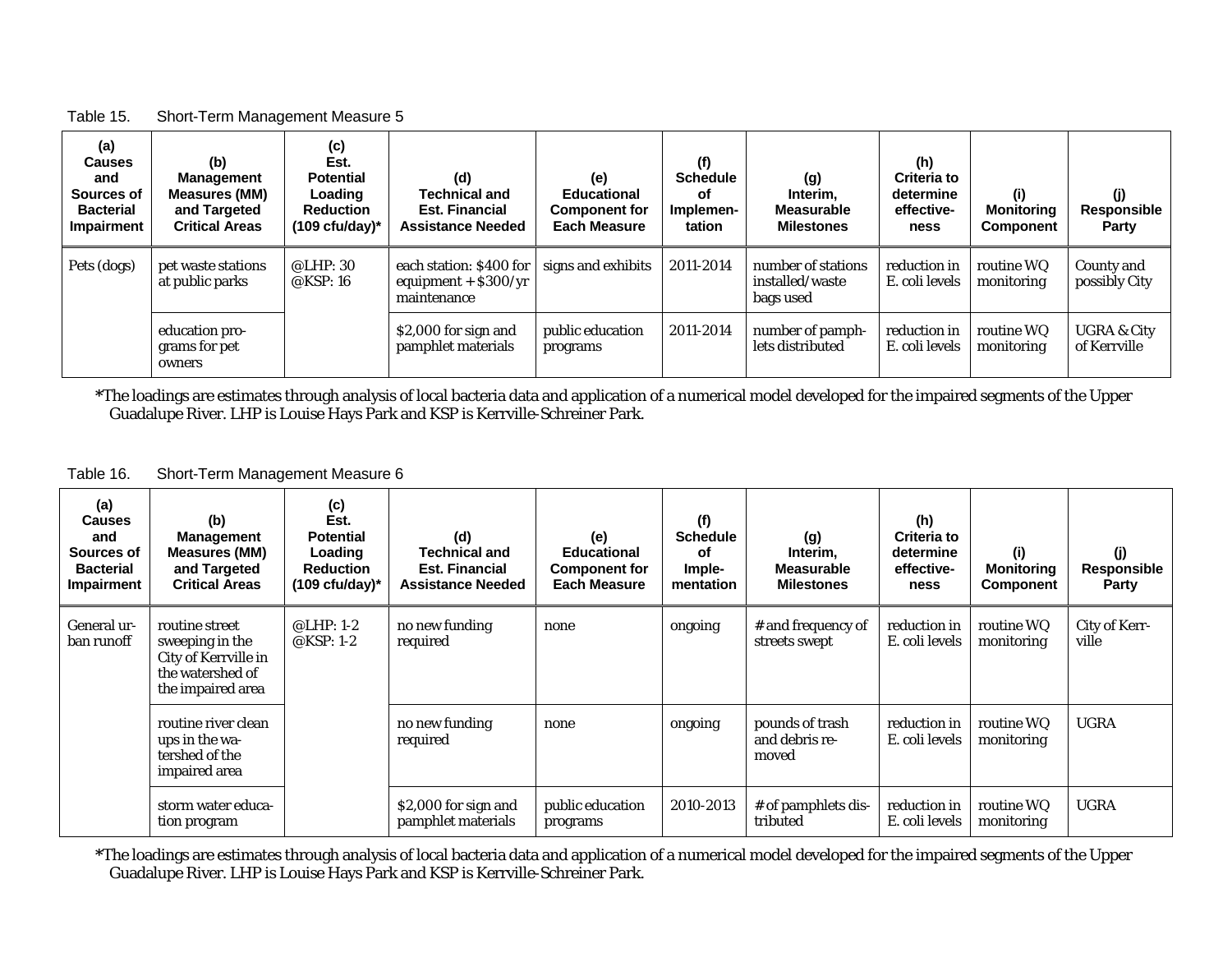Table 15. Short-Term Management Measure 5

| (a) Causes and Sources of Bacterial Impairment | (b) Management Measures (MM) and Targeted Critical Areas | (c) Est. Potential Loading Reduction (109 cfu/day)* | (d) Technical and Est. Financial Assistance Needed | (e) Educational Component for Each Measure | (f) Schedule of Implementation | (g) Interim, Measurable Milestones | (h) Criteria to determine effectiveness | (i) Monitoring Component | (j) Responsible Party |
|---|---|---|---|---|---|---|---|---|---|
| Pets (dogs) | pet waste stations at public parks | @LHP: 30 @KSP: 16 | each station: $400 for equipment + $300/yr maintenance | signs and exhibits | 2011-2014 | number of stations installed/waste bags used | reduction in E. coli levels | routine WQ monitoring | County and possibly City |
| | education programs for pet owners | | $2,000 for sign and pamphlet materials | public education programs | 2011-2014 | number of pamphlets distributed | reduction in E. coli levels | routine WQ monitoring | UGRA & City of Kerrville |

*The loadings are estimates through analysis of local bacteria data and application of a numerical model developed for the impaired segments of the Upper Guadalupe River. LHP is Louise Hays Park and KSP is Kerrville-Schreiner Park.

Table 16. Short-Term Management Measure 6

| (a) Causes and Sources of Bacterial Impairment | (b) Management Measures (MM) and Targeted Critical Areas | (c) Est. Potential Loading Reduction (109 cfu/day)* | (d) Technical and Est. Financial Assistance Needed | (e) Educational Component for Each Measure | (f) Schedule of Implementation | (g) Interim, Measurable Milestones | (h) Criteria to determine effectiveness | (i) Monitoring Component | (j) Responsible Party |
|---|---|---|---|---|---|---|---|---|---|
| General urban runoff | routine street sweeping in the City of Kerrville in the watershed of the impaired area | @LHP: 1-2 @KSP: 1-2 | no new funding required | none | ongoing | # and frequency of streets swept | reduction in E. coli levels | routine WQ monitoring | City of Kerrville |
| | routine river clean ups in the watershed of the impaired area | | no new funding required | none | ongoing | pounds of trash and debris removed | reduction in E. coli levels | routine WQ monitoring | UGRA |
| | storm water education program | | $2,000 for sign and pamphlet materials | public education programs | 2010-2013 | # of pamphlets distributed | reduction in E. coli levels | routine WQ monitoring | UGRA |

*The loadings are estimates through analysis of local bacteria data and application of a numerical model developed for the impaired segments of the Upper Guadalupe River. LHP is Louise Hays Park and KSP is Kerrville-Schreiner Park.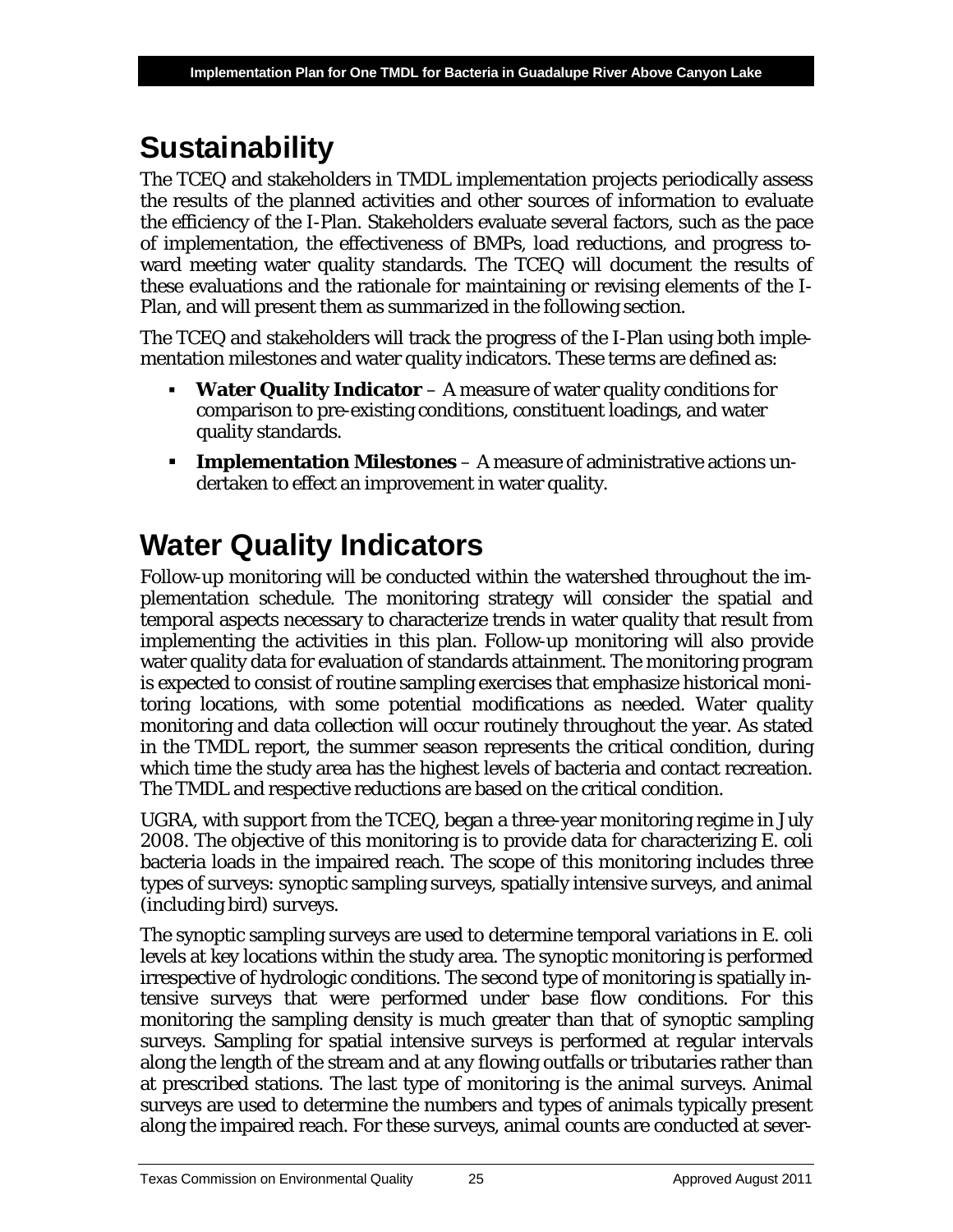# Sustainability

The TCEQ and stakeholders in TMDL implementation projects periodically assess the results of the planned activities and other sources of information to evaluate the efficiency of the I-Plan. Stakeholders evaluate several factors, such as the pace of implementation, the effectiveness of BMPs, load reductions, and progress toward meeting water quality standards. The TCEQ will document the results of these evaluations and the rationale for maintaining or revising elements of the I-Plan, and will present them as summarized in the following section.

The TCEQ and stakeholders will track the progress of the I-Plan using both implementation milestones and water quality indicators. These terms are defined as:

- **Water Quality Indicator** – A measure of water quality conditions for comparison to pre-existing conditions, constituent loadings, and water quality standards.
- **Implementation Milestones** – A measure of administrative actions undertaken to effect an improvement in water quality.

# Water Quality Indicators

Follow-up monitoring will be conducted within the watershed throughout the implementation schedule. The monitoring strategy will consider the spatial and temporal aspects necessary to characterize trends in water quality that result from implementing the activities in this plan. Follow-up monitoring will also provide water quality data for evaluation of standards attainment. The monitoring program is expected to consist of routine sampling exercises that emphasize historical monitoring locations, with some potential modifications as needed. Water quality monitoring and data collection will occur routinely throughout the year. As stated in the TMDL report, the summer season represents the critical condition, during which time the study area has the highest levels of bacteria and contact recreation. The TMDL and respective reductions are based on the critical condition.

UGRA, with support from the TCEQ, began a three-year monitoring regime in July 2008. The objective of this monitoring is to provide data for characterizing E. coli bacteria loads in the impaired reach. The scope of this monitoring includes three types of surveys: synoptic sampling surveys, spatially intensive surveys, and animal (including bird) surveys.

The synoptic sampling surveys are used to determine temporal variations in E. coli levels at key locations within the study area. The synoptic monitoring is performed irrespective of hydrologic conditions. The second type of monitoring is spatially intensive surveys that were performed under base flow conditions. For this monitoring the sampling density is much greater than that of synoptic sampling surveys. Sampling for spatial intensive surveys is performed at regular intervals along the length of the stream and at any flowing outfalls or tributaries rather than at prescribed stations. The last type of monitoring is the animal surveys. Animal surveys are used to determine the numbers and types of animals typically present along the impaired reach. For these surveys, animal counts are conducted at sever-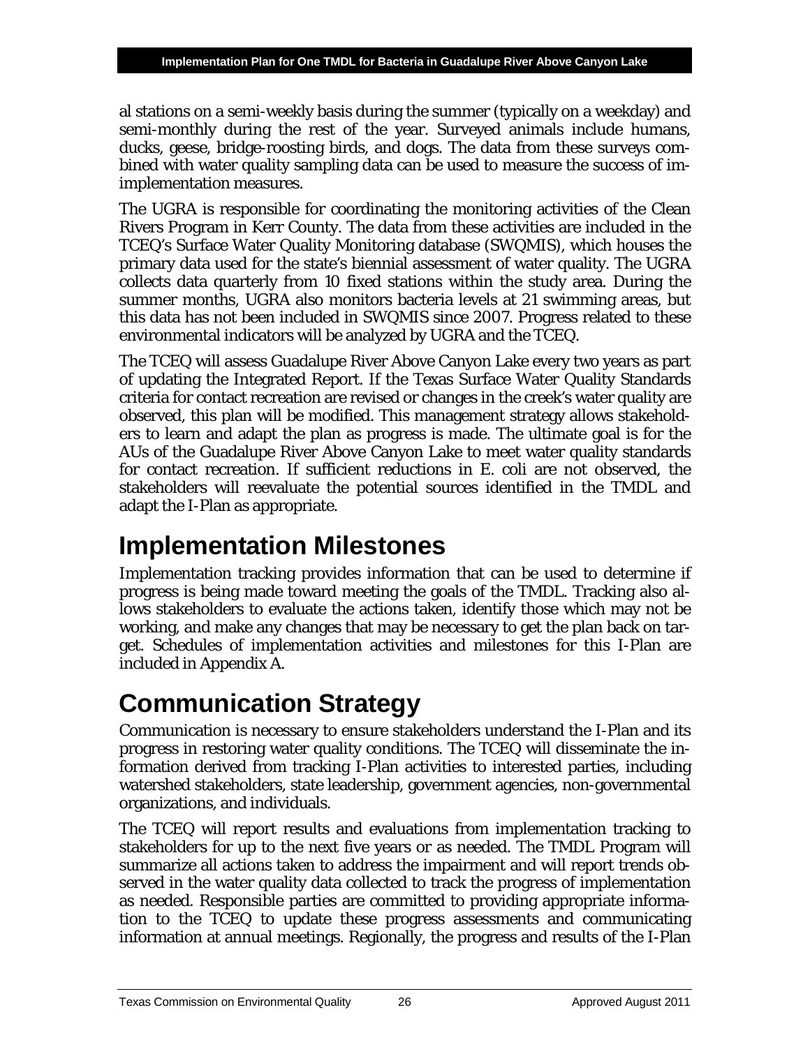al stations on a semi-weekly basis during the summer (typically on a weekday) and semi-monthly during the rest of the year. Surveyed animals include humans, ducks, geese, bridge-roosting birds, and dogs. The data from these surveys combined with water quality sampling data can be used to measure the success of im-implementation measures.

The UGRA is responsible for coordinating the monitoring activities of the Clean Rivers Program in Kerr County. The data from these activities are included in the TCEQ's Surface Water Quality Monitoring database (SWQMIS), which houses the primary data used for the state's biennial assessment of water quality. The UGRA collects data quarterly from 10 fixed stations within the study area. During the summer months, UGRA also monitors bacteria levels at 21 swimming areas, but this data has not been included in SWQMIS since 2007. Progress related to these environmental indicators will be analyzed by UGRA and the TCEQ.

The TCEQ will assess Guadalupe River Above Canyon Lake every two years as part of updating the Integrated Report. If the Texas Surface Water Quality Standards criteria for contact recreation are revised or changes in the creek's water quality are observed, this plan will be modified. This management strategy allows stakeholders to learn and adapt the plan as progress is made. The ultimate goal is for the AUs of the Guadalupe River Above Canyon Lake to meet water quality standards for contact recreation. If sufficient reductions in E. coli are not observed, the stakeholders will reevaluate the potential sources identified in the TMDL and adapt the I-Plan as appropriate.

# Implementation Milestones

Implementation tracking provides information that can be used to determine if progress is being made toward meeting the goals of the TMDL. Tracking also allows stakeholders to evaluate the actions taken, identify those which may not be working, and make any changes that may be necessary to get the plan back on target. Schedules of implementation activities and milestones for this I-Plan are included in Appendix A.

# Communication Strategy

Communication is necessary to ensure stakeholders understand the I-Plan and its progress in restoring water quality conditions. The TCEQ will disseminate the information derived from tracking I-Plan activities to interested parties, including watershed stakeholders, state leadership, government agencies, non-governmental organizations, and individuals.

The TCEQ will report results and evaluations from implementation tracking to stakeholders for up to the next five years or as needed. The TMDL Program will summarize all actions taken to address the impairment and will report trends observed in the water quality data collected to track the progress of implementation as needed. Responsible parties are committed to providing appropriate information to the TCEQ to update these progress assessments and communicating information at annual meetings. Regionally, the progress and results of the I-Plan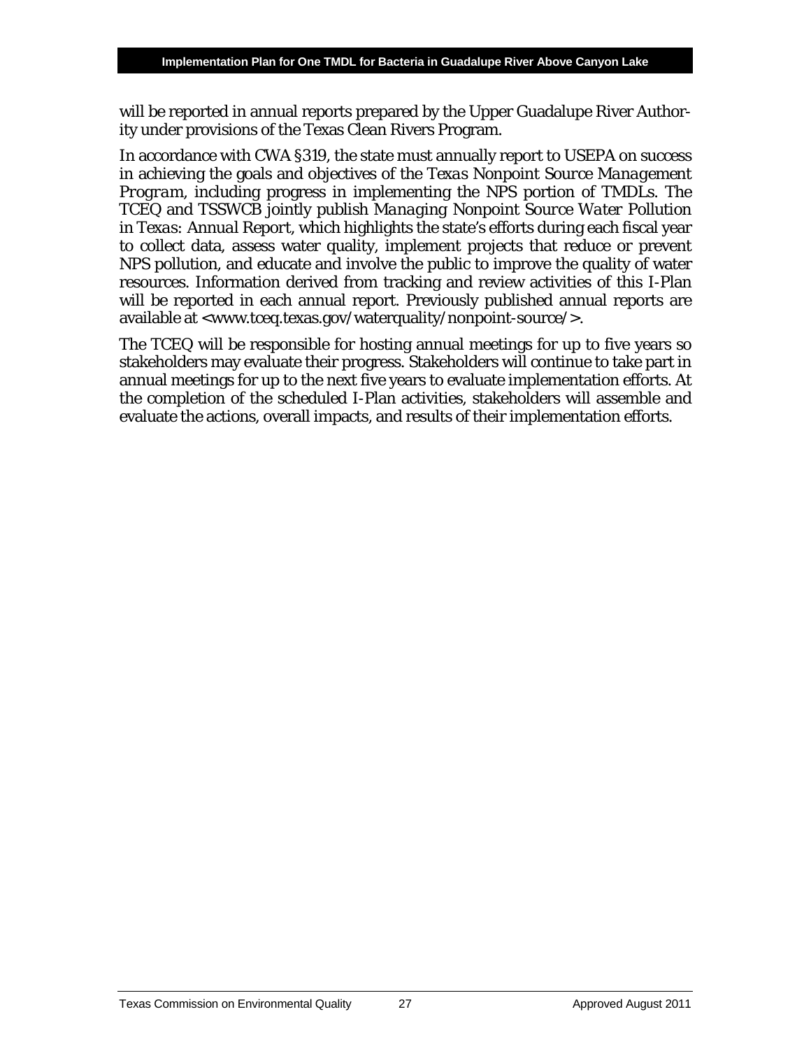will be reported in annual reports prepared by the Upper Guadalupe River Authority under provisions of the Texas Clean Rivers Program.

In accordance with CWA §319, the state must annually report to USEPA on success in achieving the goals and objectives of the *Texas Nonpoint Source Management Program*, including progress in implementing the NPS portion of TMDLs. The TCEQ and TSSWCB jointly publish *Managing Nonpoint Source Water Pollution in Texas: Annual Report*, which highlights the state's efforts during each fiscal year to collect data, assess water quality, implement projects that reduce or prevent NPS pollution, and educate and involve the public to improve the quality of water resources. Information derived from tracking and review activities of this I-Plan will be reported in each annual report. Previously published annual reports are available at <www.tceq.texas.gov/waterquality/nonpoint-source/>.

The TCEQ will be responsible for hosting annual meetings for up to five years so stakeholders may evaluate their progress. Stakeholders will continue to take part in annual meetings for up to the next five years to evaluate implementation efforts. At the completion of the scheduled I-Plan activities, stakeholders will assemble and evaluate the actions, overall impacts, and results of their implementation efforts.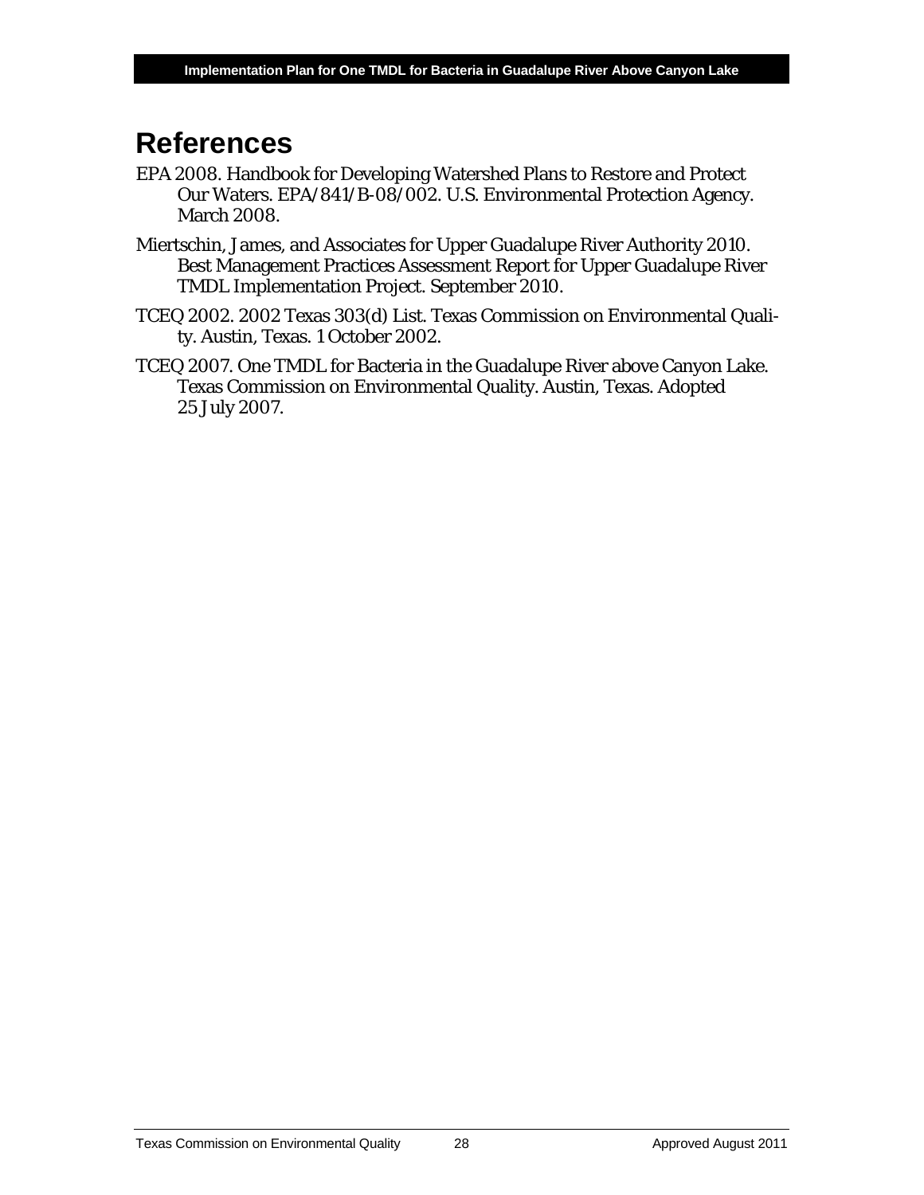# References

EPA 2008. Handbook for Developing Watershed Plans to Restore and Protect Our Waters. EPA/841/B-08/002. U.S. Environmental Protection Agency. March 2008.

Miertschin, James, and Associates for Upper Guadalupe River Authority 2010. Best Management Practices Assessment Report for Upper Guadalupe River TMDL Implementation Project. September 2010.

TCEQ 2002. 2002 Texas 303(d) List. Texas Commission on Environmental Quality. Austin, Texas. 1 October 2002.

TCEQ 2007. One TMDL for Bacteria in the Guadalupe River above Canyon Lake. Texas Commission on Environmental Quality. Austin, Texas. Adopted 25 July 2007.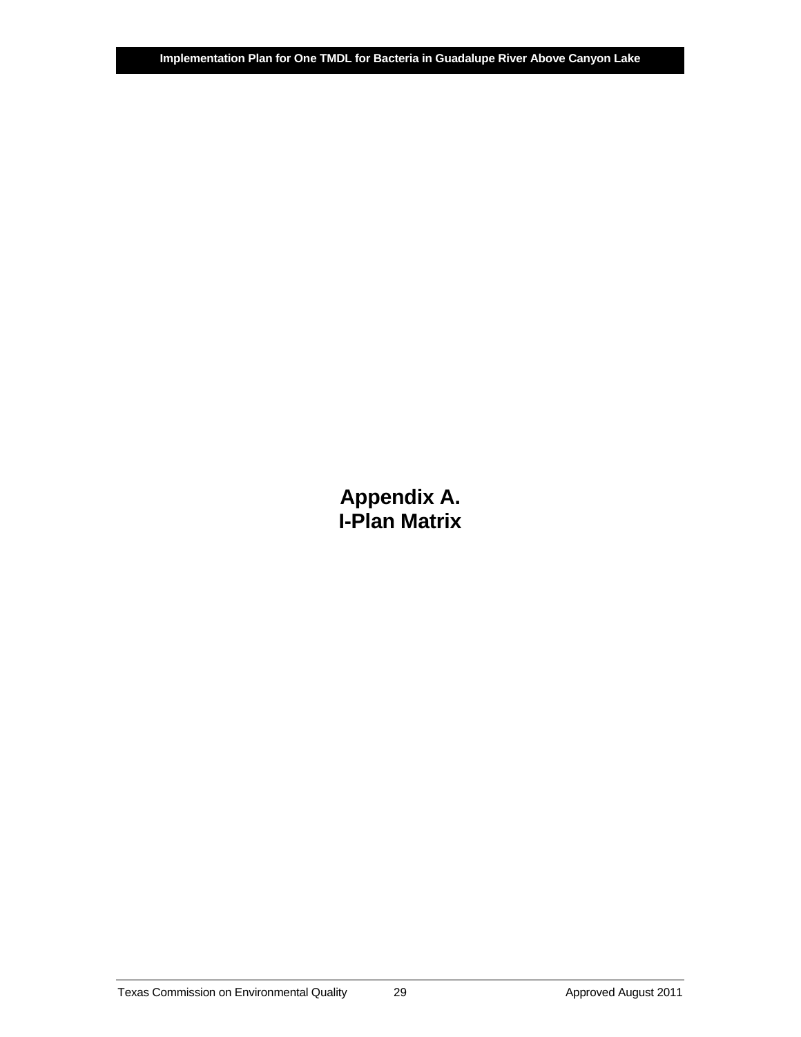# Appendix A.
# I-Plan Matrix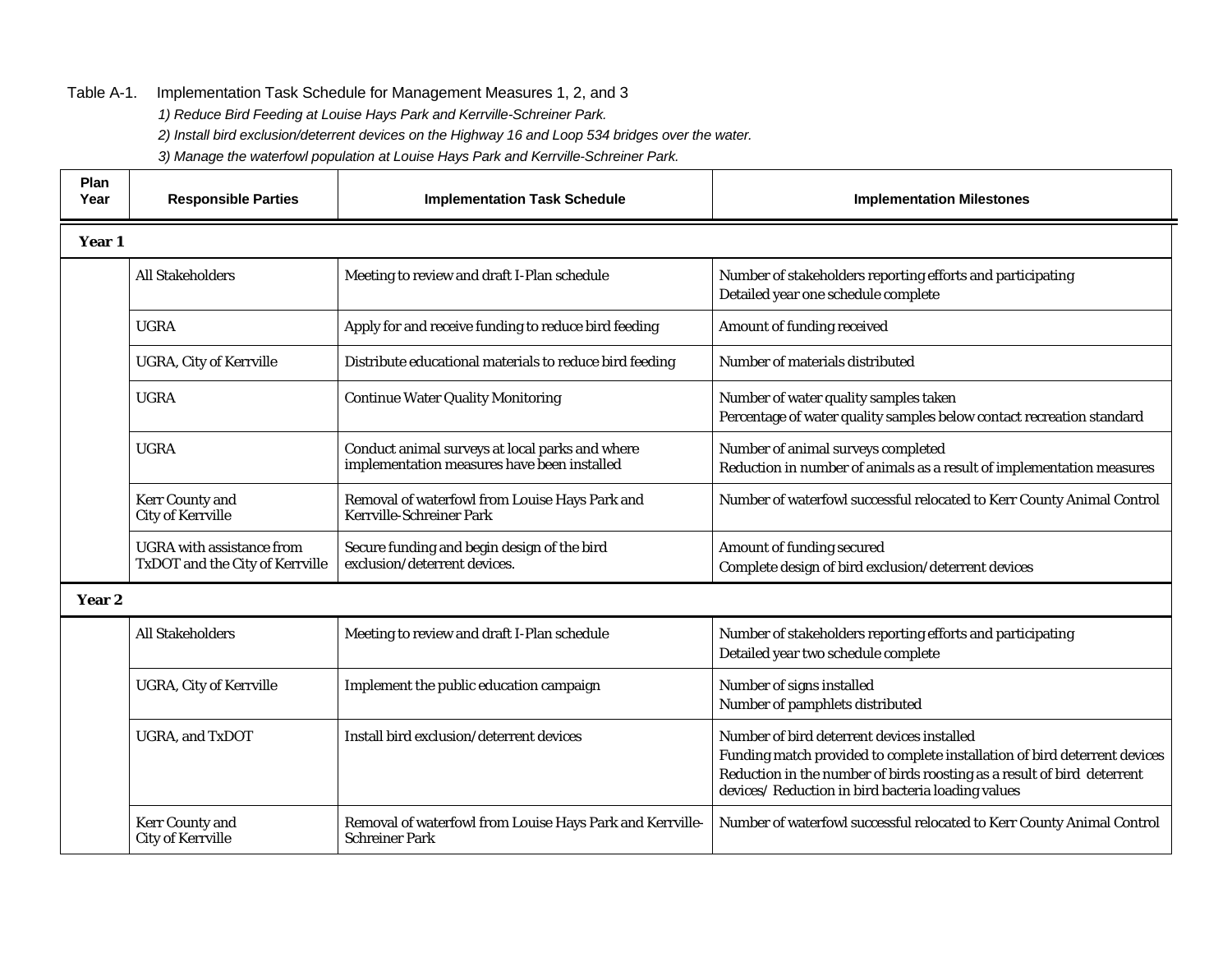Table A-1. Implementation Task Schedule for Management Measures 1, 2, and 3

*1) Reduce Bird Feeding at Louise Hays Park and Kerrville-Schreiner Park.*

*2) Install bird exclusion/deterrent devices on the Highway 16 and Loop 534 bridges over the water.*

*3) Manage the waterfowl population at Louise Hays Park and Kerrville-Schreiner Park.*

| Plan Year | Responsible Parties | Implementation Task Schedule | Implementation Milestones |
|---|---|---|---|
| **Year 1** | | | |
| | All Stakeholders | Meeting to review and draft I-Plan schedule | Number of stakeholders reporting efforts and participating<br>Detailed year one schedule complete |
| | UGRA | Apply for and receive funding to reduce bird feeding | Amount of funding received |
| | UGRA, City of Kerrville | Distribute educational materials to reduce bird feeding | Number of materials distributed |
| | UGRA | Continue Water Quality Monitoring | Number of water quality samples taken<br>Percentage of water quality samples below contact recreation standard |
| | UGRA | Conduct animal surveys at local parks and where implementation measures have been installed | Number of animal surveys completed<br>Reduction in number of animals as a result of implementation measures |
| | Kerr County and City of Kerrville | Removal of waterfowl from Louise Hays Park and Kerrville-Schreiner Park | Number of waterfowl successful relocated to Kerr County Animal Control |
| | UGRA with assistance from TxDOT and the City of Kerrville | Secure funding and begin design of the bird exclusion/deterrent devices. | Amount of funding secured<br>Complete design of bird exclusion/deterrent devices |
| **Year 2** | | | |
| | All Stakeholders | Meeting to review and draft I-Plan schedule | Number of stakeholders reporting efforts and participating<br>Detailed year two schedule complete |
| | UGRA, City of Kerrville | Implement the public education campaign | Number of signs installed<br>Number of pamphlets distributed |
| | UGRA, and TxDOT | Install bird exclusion/deterrent devices | Number of bird deterrent devices installed<br>Funding match provided to complete installation of bird deterrent devices<br>Reduction in the number of birds roosting as a result of bird deterrent devices/ Reduction in bird bacteria loading values |
| | Kerr County and City of Kerrville | Removal of waterfowl from Louise Hays Park and Kerrville-Schreiner Park | Number of waterfowl successful relocated to Kerr County Animal Control |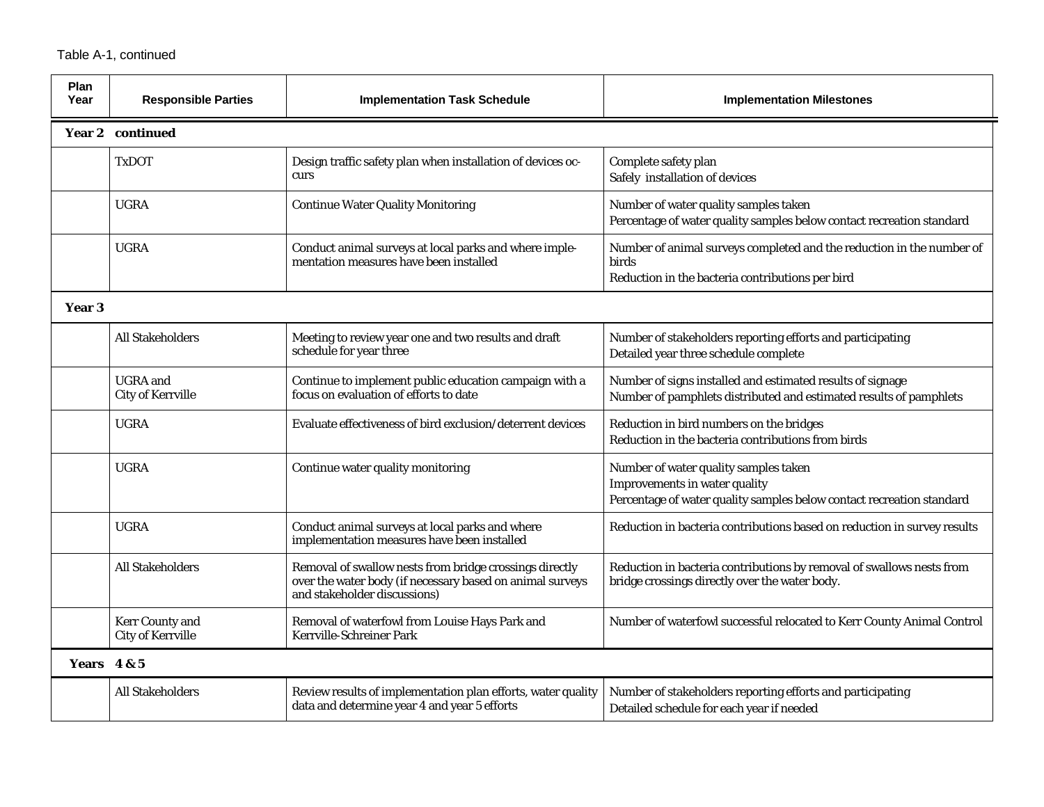Table A-1, continued

| Plan Year | Responsible Parties | Implementation Task Schedule | Implementation Milestones |
|---|---|---|---|
| **Year 2 continued** | | | |
| | TxDOT | Design traffic safety plan when installation of devices occurs | Complete safety plan<br>Safely installation of devices |
| | UGRA | Continue Water Quality Monitoring | Number of water quality samples taken<br>Percentage of water quality samples below contact recreation standard |
| | UGRA | Conduct animal surveys at local parks and where implementation measures have been installed | Number of animal surveys completed and the reduction in the number of birds<br>Reduction in the bacteria contributions per bird |
| **Year 3** | | | |
| | All Stakeholders | Meeting to review year one and two results and draft schedule for year three | Number of stakeholders reporting efforts and participating<br>Detailed year three schedule complete |
| | UGRA and City of Kerrville | Continue to implement public education campaign with a focus on evaluation of efforts to date | Number of signs installed and estimated results of signage<br>Number of pamphlets distributed and estimated results of pamphlets |
| | UGRA | Evaluate effectiveness of bird exclusion/deterrent devices | Reduction in bird numbers on the bridges<br>Reduction in the bacteria contributions from birds |
| | UGRA | Continue water quality monitoring | Number of water quality samples taken<br>Improvements in water quality<br>Percentage of water quality samples below contact recreation standard |
| | UGRA | Conduct animal surveys at local parks and where implementation measures have been installed | Reduction in bacteria contributions based on reduction in survey results |
| | All Stakeholders | Removal of swallow nests from bridge crossings directly over the water body (if necessary based on animal surveys and stakeholder discussions) | Reduction in bacteria contributions by removal of swallows nests from bridge crossings directly over the water body. |
| | Kerr County and City of Kerrville | Removal of waterfowl from Louise Hays Park and Kerrville-Schreiner Park | Number of waterfowl successful relocated to Kerr County Animal Control |
| **Years 4 & 5** | | | |
| | All Stakeholders | Review results of implementation plan efforts, water quality data and determine year 4 and year 5 efforts | Number of stakeholders reporting efforts and participating<br>Detailed schedule for each year if needed |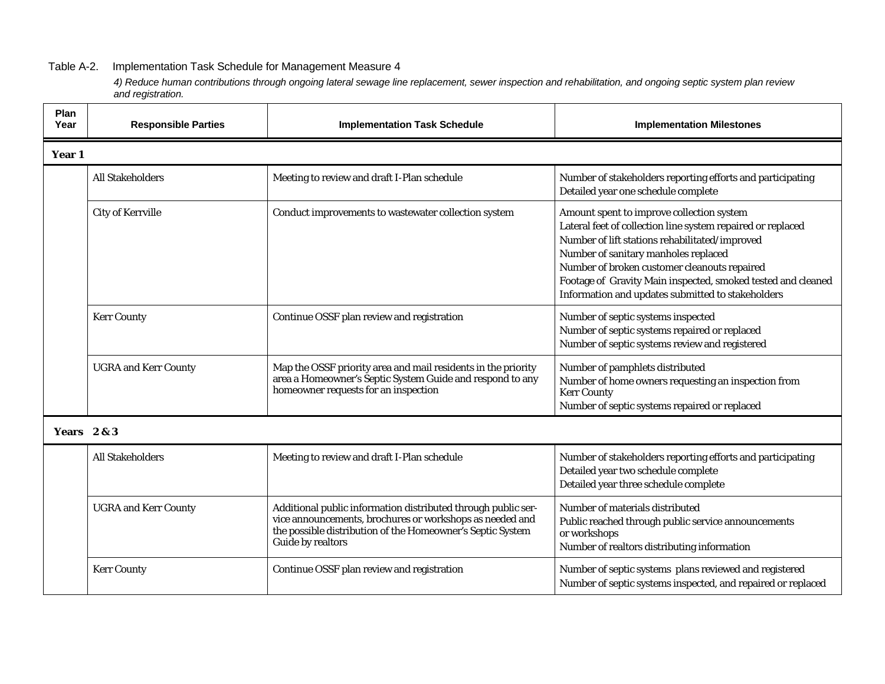Table A-2. Implementation Task Schedule for Management Measure 4

*4) Reduce human contributions through ongoing lateral sewage line replacement, sewer inspection and rehabilitation, and ongoing septic system plan review and registration.*

| Plan Year | Responsible Parties | Implementation Task Schedule | Implementation Milestones |
|---|---|---|---|
| **Year 1** | | | |
| | All Stakeholders | Meeting to review and draft I-Plan schedule | Number of stakeholders reporting efforts and participating<br>Detailed year one schedule complete |
| | City of Kerrville | Conduct improvements to wastewater collection system | Amount spent to improve collection system<br>Lateral feet of collection line system repaired or replaced<br>Number of lift stations rehabilitated/improved<br>Number of sanitary manholes replaced<br>Number of broken customer cleanouts repaired<br>Footage of Gravity Main inspected, smoked tested and cleaned<br>Information and updates submitted to stakeholders |
| | Kerr County | Continue OSSF plan review and registration | Number of septic systems inspected<br>Number of septic systems repaired or replaced<br>Number of septic systems review and registered |
| | UGRA and Kerr County | Map the OSSF priority area and mail residents in the priority area a Homeowner's Septic System Guide and respond to any homeowner requests for an inspection | Number of pamphlets distributed<br>Number of home owners requesting an inspection from Kerr County<br>Number of septic systems repaired or replaced |
| **Years 2 & 3** | | | |
| | All Stakeholders | Meeting to review and draft I-Plan schedule | Number of stakeholders reporting efforts and participating<br>Detailed year two schedule complete<br>Detailed year three schedule complete |
| | UGRA and Kerr County | Additional public information distributed through public service announcements, brochures or workshops as needed and the possible distribution of the Homeowner's Septic System Guide by realtors | Number of materials distributed<br>Public reached through public service announcements or workshops<br>Number of realtors distributing information |
| | Kerr County | Continue OSSF plan review and registration | Number of septic systems plans reviewed and registered<br>Number of septic systems inspected, and repaired or replaced |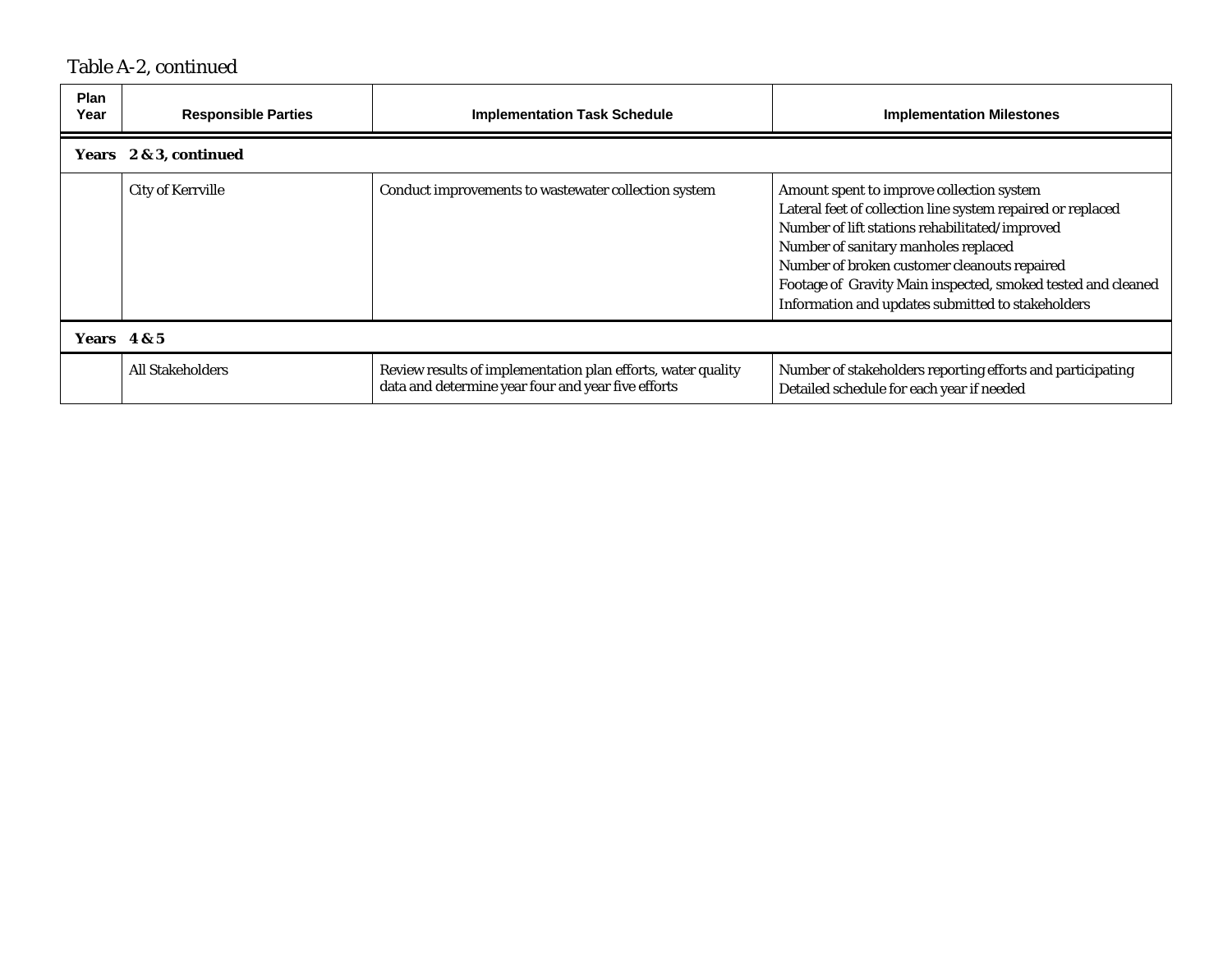Table A-2, continued

| Plan Year | Responsible Parties | Implementation Task Schedule | Implementation Milestones |
|---|---|---|---|
| **Years** | **2 & 3, continued** | | |
| | City of Kerrville | Conduct improvements to wastewater collection system | Amount spent to improve collection system<br>Lateral feet of collection line system repaired or replaced<br>Number of lift stations rehabilitated/improved<br>Number of sanitary manholes replaced<br>Number of broken customer cleanouts repaired<br>Footage of Gravity Main inspected, smoked tested and cleaned<br>Information and updates submitted to stakeholders |
| **Years** | **4 & 5** | | |
| | All Stakeholders | Review results of implementation plan efforts, water quality data and determine year four and year five efforts | Number of stakeholders reporting efforts and participating<br>Detailed schedule for each year if needed |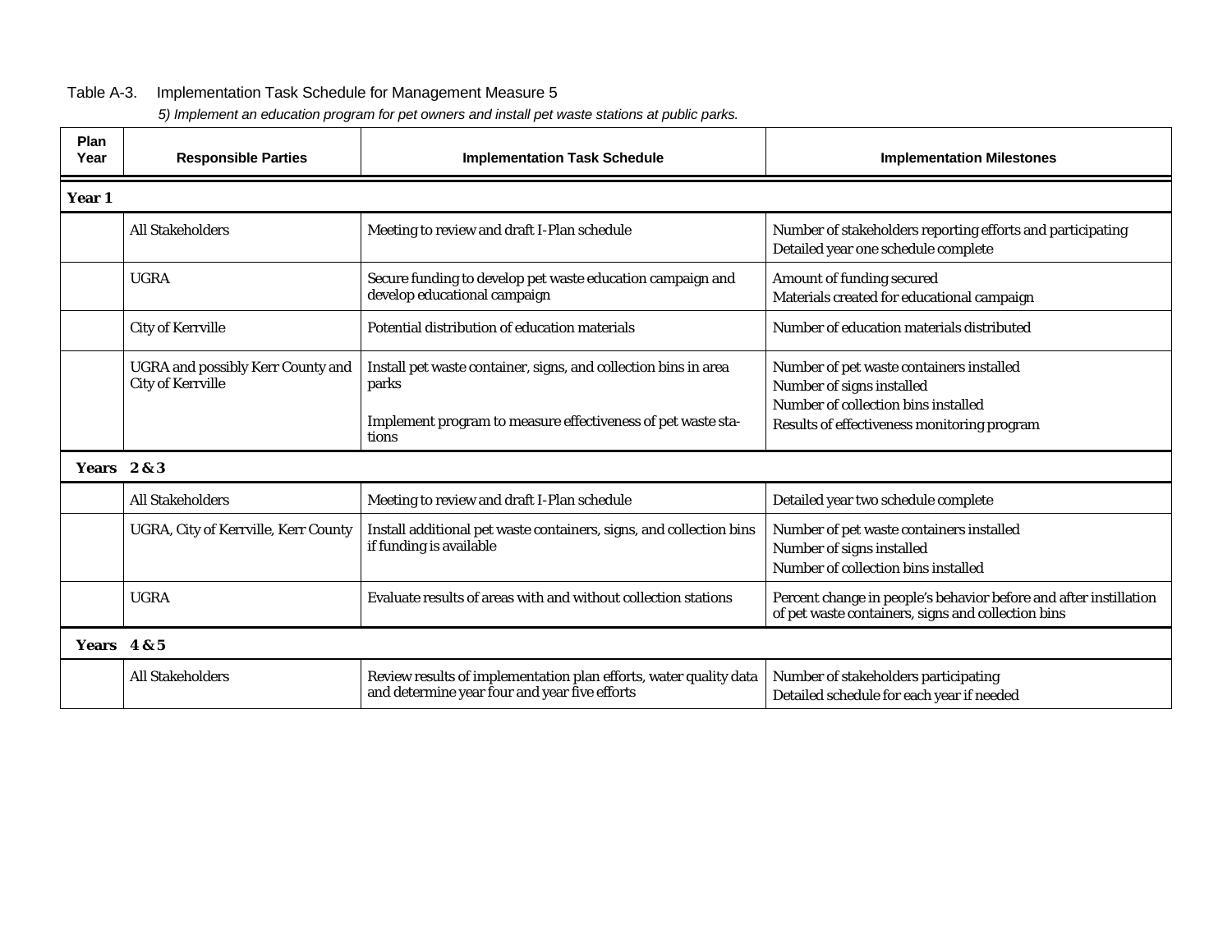Table A-3. Implementation Task Schedule for Management Measure 5

*5) Implement an education program for pet owners and install pet waste stations at public parks.*

| Plan Year | Responsible Parties | Implementation Task Schedule | Implementation Milestones |
|---|---|---|---|
| **Year 1** | | | |
| | All Stakeholders | Meeting to review and draft I-Plan schedule | Number of stakeholders reporting efforts and participating<br>Detailed year one schedule complete |
| | UGRA | Secure funding to develop pet waste education campaign and develop educational campaign | Amount of funding secured<br>Materials created for educational campaign |
| | City of Kerrville | Potential distribution of education materials | Number of education materials distributed |
| | UGRA and possibly Kerr County and City of Kerrville | Install pet waste container, signs, and collection bins in area parks<br><br>Implement program to measure effectiveness of pet waste stations | Number of pet waste containers installed<br>Number of signs installed<br>Number of collection bins installed<br>Results of effectiveness monitoring program |
| **Years 2 & 3** | | | |
| | All Stakeholders | Meeting to review and draft I-Plan schedule | Detailed year two schedule complete |
| | UGRA, City of Kerrville, Kerr County | Install additional pet waste containers, signs, and collection bins if funding is available | Number of pet waste containers installed<br>Number of signs installed<br>Number of collection bins installed |
| | UGRA | Evaluate results of areas with and without collection stations | Percent change in people's behavior before and after instillation of pet waste containers, signs and collection bins |
| **Years 4 & 5** | | | |
| | All Stakeholders | Review results of implementation plan efforts, water quality data and determine year four and year five efforts | Number of stakeholders participating<br>Detailed schedule for each year if needed |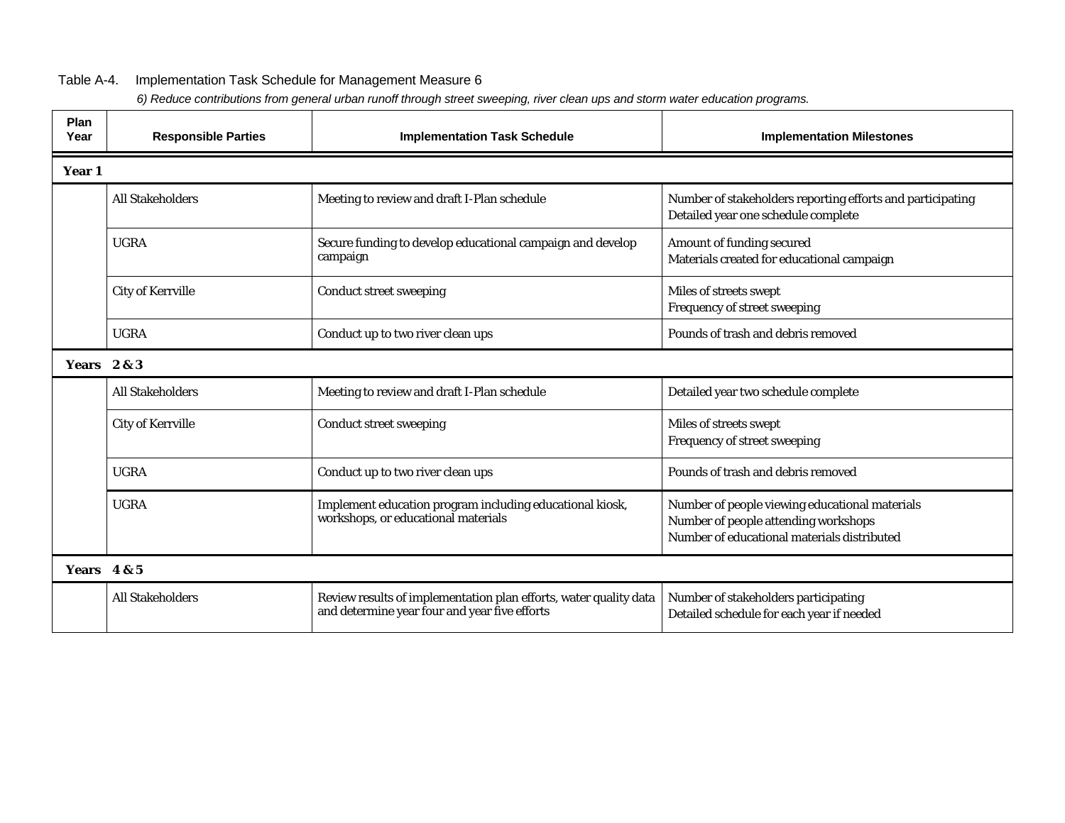Table A-4. Implementation Task Schedule for Management Measure 6

*6) Reduce contributions from general urban runoff through street sweeping, river clean ups and storm water education programs.*

| Plan Year | Responsible Parties | Implementation Task Schedule | Implementation Milestones |
|---|---|---|---|
| **Year 1** | | | |
| | All Stakeholders | Meeting to review and draft I-Plan schedule | Number of stakeholders reporting efforts and participating<br>Detailed year one schedule complete |
| | UGRA | Secure funding to develop educational campaign and develop campaign | Amount of funding secured<br>Materials created for educational campaign |
| | City of Kerrville | Conduct street sweeping | Miles of streets swept<br>Frequency of street sweeping |
| | UGRA | Conduct up to two river clean ups | Pounds of trash and debris removed |
| **Years 2 & 3** | | | |
| | All Stakeholders | Meeting to review and draft I-Plan schedule | Detailed year two schedule complete |
| | City of Kerrville | Conduct street sweeping | Miles of streets swept<br>Frequency of street sweeping |
| | UGRA | Conduct up to two river clean ups | Pounds of trash and debris removed |
| | UGRA | Implement education program including educational kiosk, workshops, or educational materials | Number of people viewing educational materials<br>Number of people attending workshops<br>Number of educational materials distributed |
| **Years 4 & 5** | | | |
| | All Stakeholders | Review results of implementation plan efforts, water quality data and determine year four and year five efforts | Number of stakeholders participating<br>Detailed schedule for each year if needed |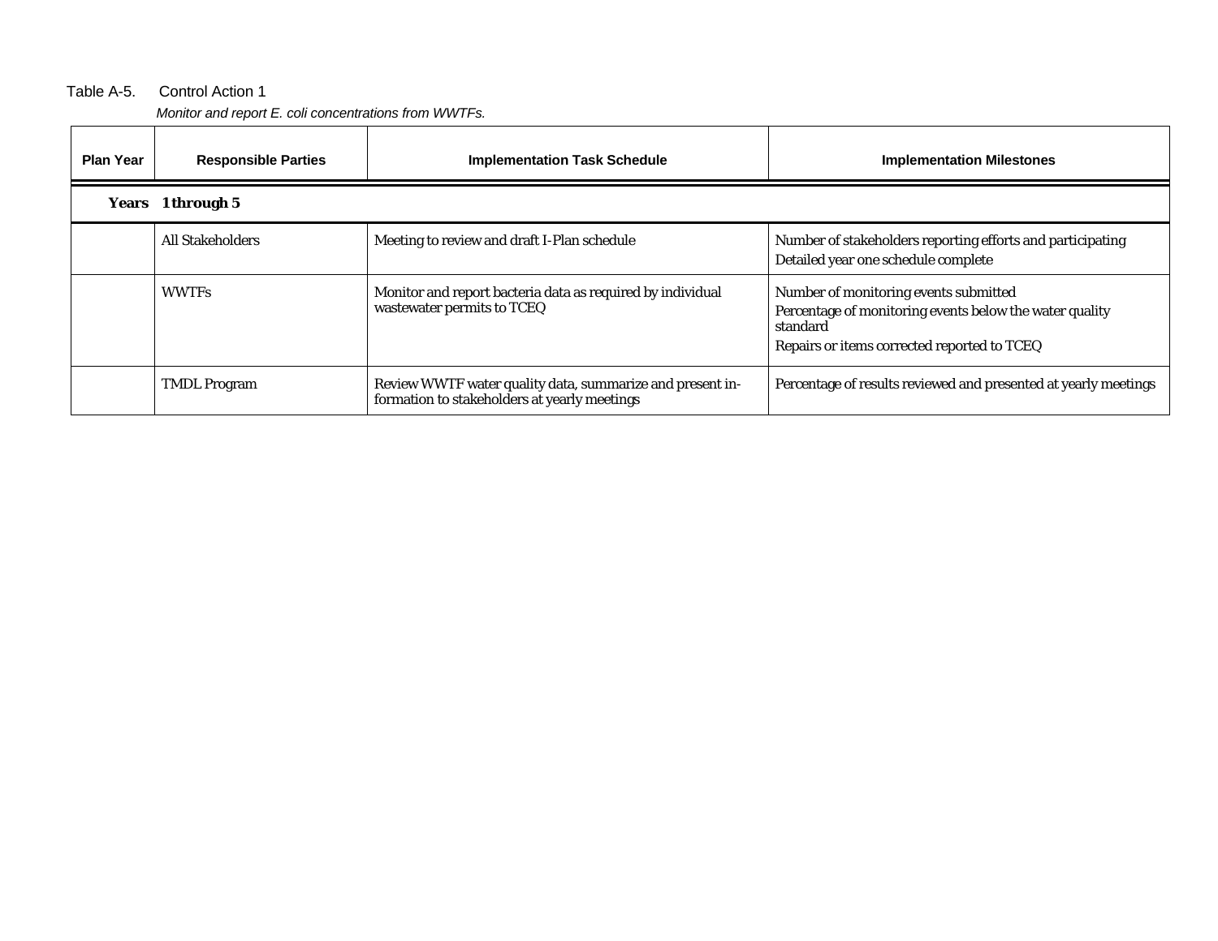Table A-5. Control Action 1

*Monitor and report E. coli concentrations from WWTFs.*

| Plan Year | Responsible Parties | Implementation Task Schedule | Implementation Milestones |
|---|---|---|---|
| **Years** | **1 through 5** | | |
| | All Stakeholders | Meeting to review and draft I-Plan schedule | Number of stakeholders reporting efforts and participating<br>Detailed year one schedule complete |
| | WWTFs | Monitor and report bacteria data as required by individual wastewater permits to TCEQ | Number of monitoring events submitted<br>Percentage of monitoring events below the water quality standard<br>Repairs or items corrected reported to TCEQ |
| | TMDL Program | Review WWTF water quality data, summarize and present information to stakeholders at yearly meetings | Percentage of results reviewed and presented at yearly meetings |